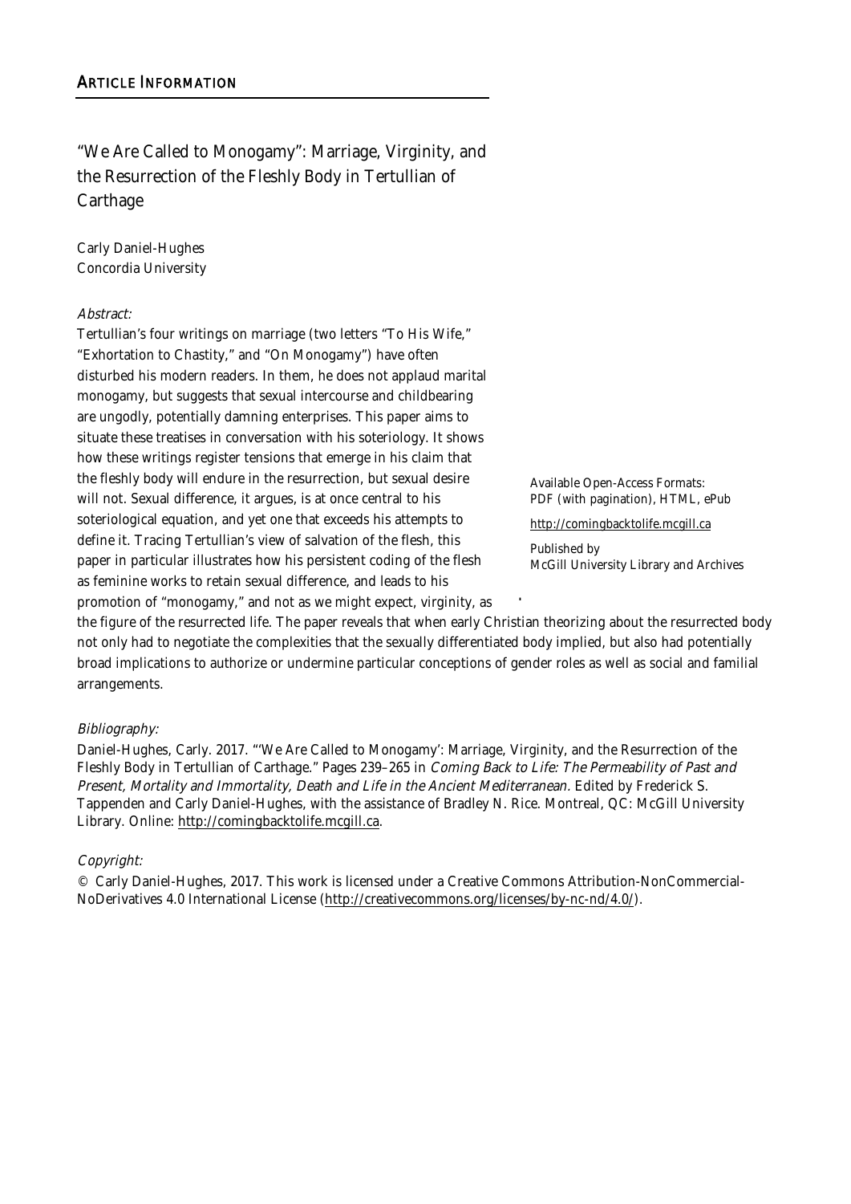## Article Information

# "We Are Called to Monogamy": Marriage, Virginity, and the Resurrection of the Fleshly Body in Tertullian of Carthage

Carly Daniel-Hughes
Concordia University

*Abstract:*

Tertullian's four writings on marriage (two letters "To His Wife," "Exhortation to Chastity," and "On Monogamy") have often disturbed his modern readers. In them, he does not applaud marital monogamy, but suggests that sexual intercourse and childbearing are ungodly, potentially damning enterprises. This paper aims to situate these treatises in conversation with his soteriology. It shows how these writings register tensions that emerge in his claim that the fleshly body will endure in the resurrection, but sexual desire will not. Sexual difference, it argues, is at once central to his soteriological equation, and yet one that exceeds his attempts to define it. Tracing Tertullian's view of salvation of the flesh, this paper in particular illustrates how his persistent coding of the flesh as feminine works to retain sexual difference, and leads to his promotion of "monogamy," and not as we might expect, virginity, as the figure of the resurrected life. The paper reveals that when early Christian theorizing about the resurrected body not only had to negotiate the complexities that the sexually differentiated body implied, but also had potentially broad implications to authorize or undermine particular conceptions of gender roles as well as social and familial arrangements.

Available Open-Access Formats:
PDF (with pagination), HTML, ePub

http://comingbacktolife.mcgill.ca

Published by
McGill University Library and Archives

*Bibliography:*

Daniel-Hughes, Carly. 2017. "'We Are Called to Monogamy': Marriage, Virginity, and the Resurrection of the Fleshly Body in Tertullian of Carthage." Pages 239–265 in *Coming Back to Life: The Permeability of Past and Present, Mortality and Immortality, Death and Life in the Ancient Mediterranean.* Edited by Frederick S. Tappenden and Carly Daniel-Hughes, with the assistance of Bradley N. Rice. Montreal, QC: McGill University Library. Online: http://comingbacktolife.mcgill.ca.

*Copyright:*

© Carly Daniel-Hughes, 2017. This work is licensed under a Creative Commons Attribution-NonCommercial-NoDerivatives 4.0 International License (http://creativecommons.org/licenses/by-nc-nd/4.0/).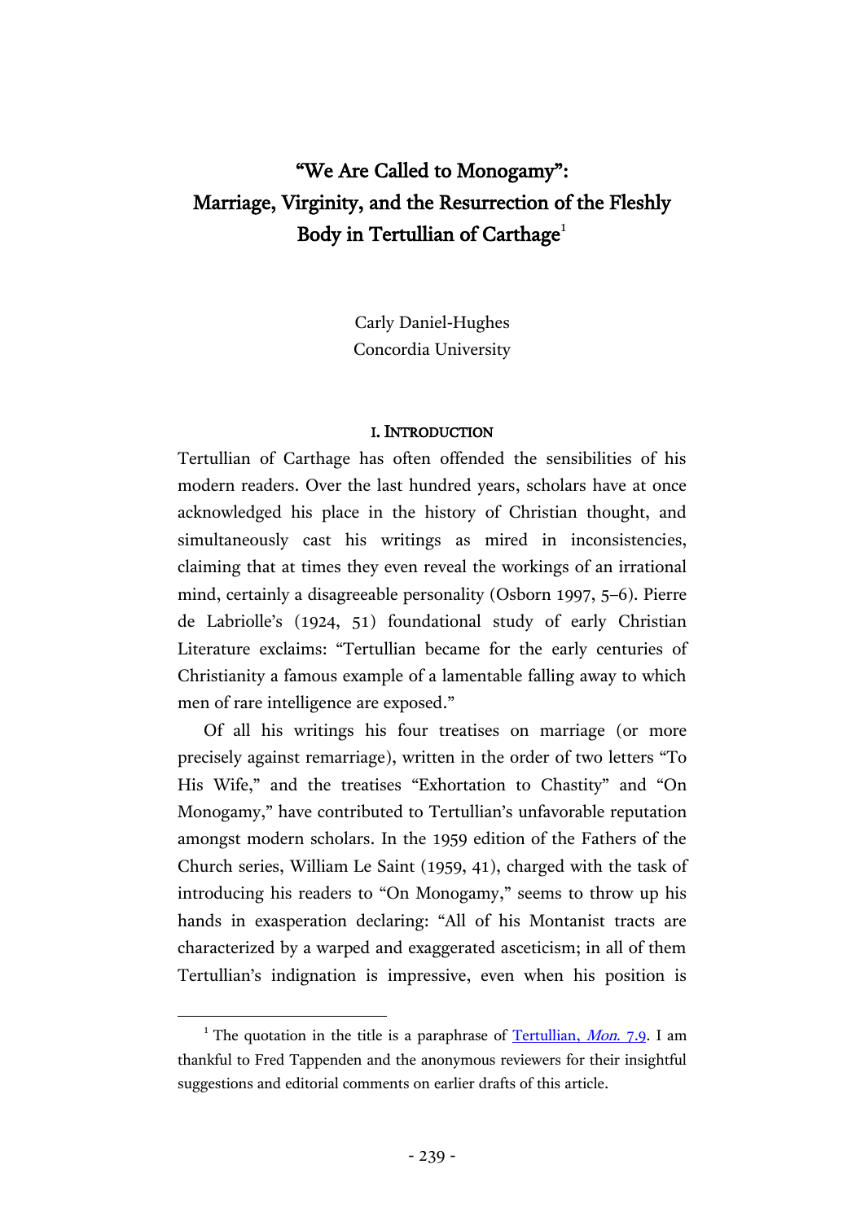# "We Are Called to Monogamy": Marriage, Virginity, and the Resurrection of the Fleshly Body in Tertullian of Carthage[1]

Carly Daniel-Hughes
Concordia University

## I. Introduction

Tertullian of Carthage has often offended the sensibilities of his modern readers. Over the last hundred years, scholars have at once acknowledged his place in the history of Christian thought, and simultaneously cast his writings as mired in inconsistencies, claiming that at times they even reveal the workings of an irrational mind, certainly a disagreeable personality (Osborn 1997, 5–6). Pierre de Labriolle's (1924, 51) foundational study of early Christian Literature exclaims: "Tertullian became for the early centuries of Christianity a famous example of a lamentable falling away to which men of rare intelligence are exposed."

Of all his writings his four treatises on marriage (or more precisely against remarriage), written in the order of two letters "To His Wife," and the treatises "Exhortation to Chastity" and "On Monogamy," have contributed to Tertullian's unfavorable reputation amongst modern scholars. In the 1959 edition of the Fathers of the Church series, William Le Saint (1959, 41), charged with the task of introducing his readers to "On Monogamy," seems to throw up his hands in exasperation declaring: "All of his Montanist tracts are characterized by a warped and exaggerated asceticism; in all of them Tertullian's indignation is impressive, even when his position is

---

[1] The quotation in the title is a paraphrase of Tertullian, *Mon.* 7.9. I am thankful to Fred Tappenden and the anonymous reviewers for their insightful suggestions and editorial comments on earlier drafts of this article.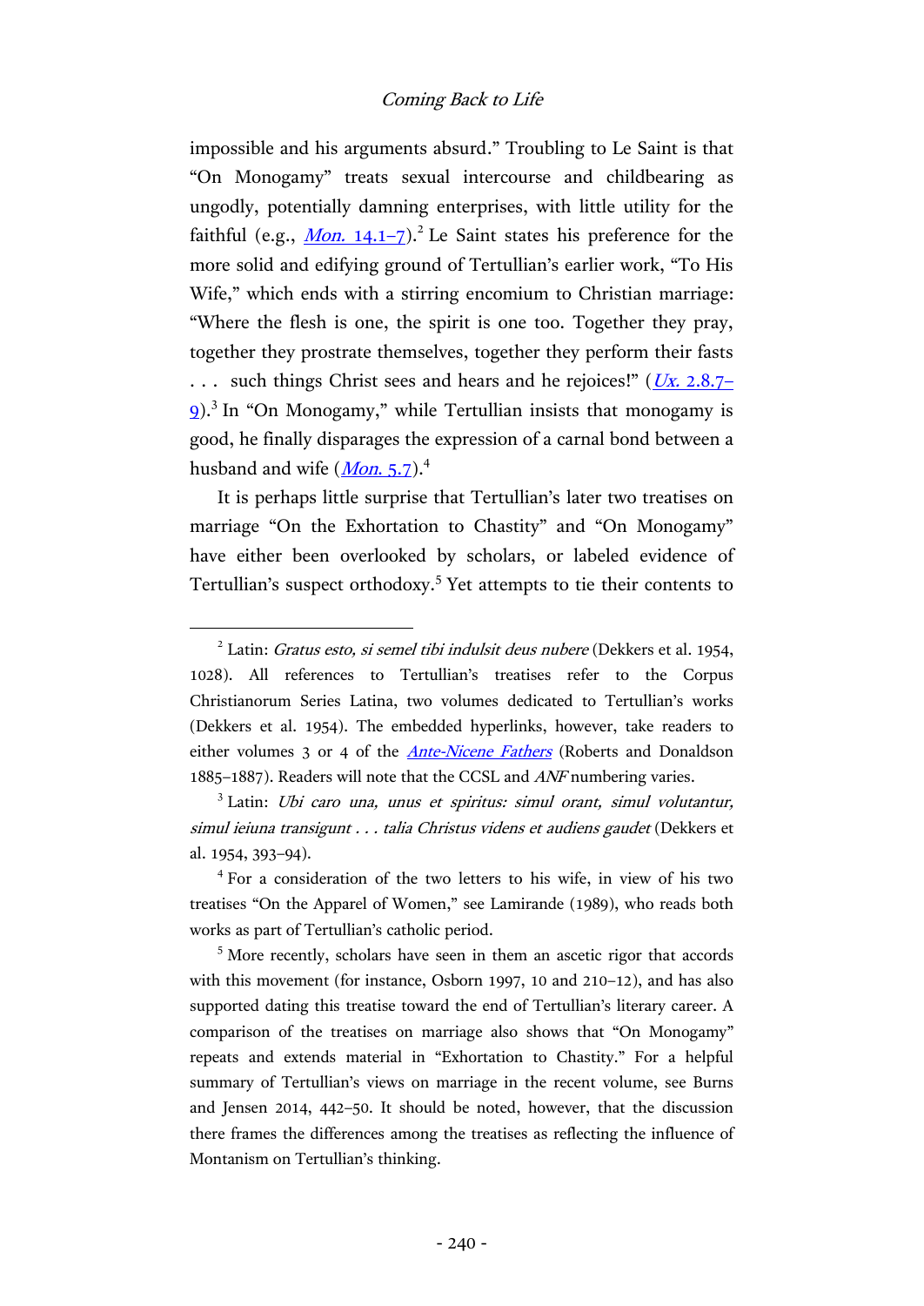impossible and his arguments absurd." Troubling to Le Saint is that "On Monogamy" treats sexual intercourse and childbearing as ungodly, potentially damning enterprises, with little utility for the faithful (e.g., *Mon.* 14.1–7).[2] Le Saint states his preference for the more solid and edifying ground of Tertullian's earlier work, "To His Wife," which ends with a stirring encomium to Christian marriage: "Where the flesh is one, the spirit is one too. Together they pray, together they prostrate themselves, together they perform their fasts . . . such things Christ sees and hears and he rejoices!" (*Ux.* 2.8.7–9).[3] In "On Monogamy," while Tertullian insists that monogamy is good, he finally disparages the expression of a carnal bond between a husband and wife (*Mon.* 5.7).[4]

It is perhaps little surprise that Tertullian's later two treatises on marriage "On the Exhortation to Chastity" and "On Monogamy" have either been overlooked by scholars, or labeled evidence of Tertullian's suspect orthodoxy.[5] Yet attempts to tie their contents to

[2] Latin: *Gratus esto, si semel tibi indulsit deus nubere* (Dekkers et al. 1954, 1028). All references to Tertullian's treatises refer to the Corpus Christianorum Series Latina, two volumes dedicated to Tertullian's works (Dekkers et al. 1954). The embedded hyperlinks, however, take readers to either volumes 3 or 4 of the *Ante-Nicene Fathers* (Roberts and Donaldson 1885–1887). Readers will note that the CCSL and *ANF* numbering varies.

[3] Latin: *Ubi caro una, unus et spiritus: simul orant, simul volutantur, simul ieiuna transigunt . . . talia Christus videns et audiens gaudet* (Dekkers et al. 1954, 393–94).

[4] For a consideration of the two letters to his wife, in view of his two treatises "On the Apparel of Women," see Lamirande (1989), who reads both works as part of Tertullian's catholic period.

[5] More recently, scholars have seen in them an ascetic rigor that accords with this movement (for instance, Osborn 1997, 10 and 210–12), and has also supported dating this treatise toward the end of Tertullian's literary career. A comparison of the treatises on marriage also shows that "On Monogamy" repeats and extends material in "Exhortation to Chastity." For a helpful summary of Tertullian's views on marriage in the recent volume, see Burns and Jensen 2014, 442–50. It should be noted, however, that the discussion there frames the differences among the treatises as reflecting the influence of Montanism on Tertullian's thinking.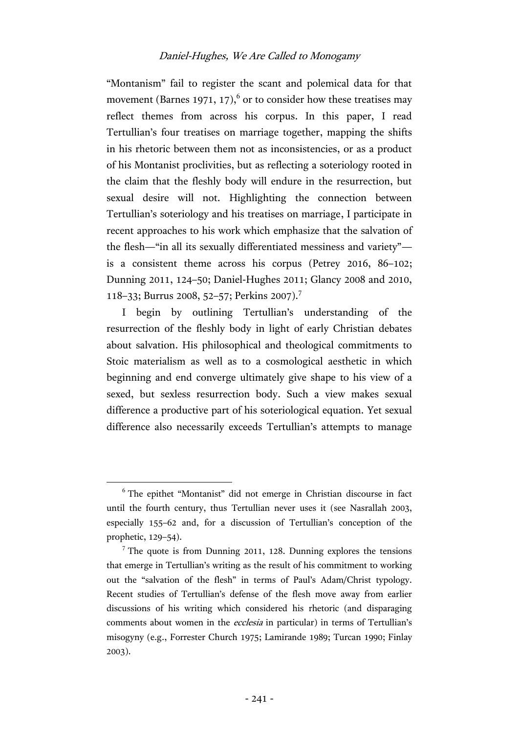"Montanism" fail to register the scant and polemical data for that movement (Barnes 1971, 17),[6] or to consider how these treatises may reflect themes from across his corpus. In this paper, I read Tertullian's four treatises on marriage together, mapping the shifts in his rhetoric between them not as inconsistencies, or as a product of his Montanist proclivities, but as reflecting a soteriology rooted in the claim that the fleshly body will endure in the resurrection, but sexual desire will not. Highlighting the connection between Tertullian's soteriology and his treatises on marriage, I participate in recent approaches to his work which emphasize that the salvation of the flesh—"in all its sexually differentiated messiness and variety"—is a consistent theme across his corpus (Petrey 2016, 86–102; Dunning 2011, 124–50; Daniel-Hughes 2011; Glancy 2008 and 2010, 118–33; Burrus 2008, 52–57; Perkins 2007).[7]

I begin by outlining Tertullian's understanding of the resurrection of the fleshly body in light of early Christian debates about salvation. His philosophical and theological commitments to Stoic materialism as well as to a cosmological aesthetic in which beginning and end converge ultimately give shape to his view of a sexed, but sexless resurrection body. Such a view makes sexual difference a productive part of his soteriological equation. Yet sexual difference also necessarily exceeds Tertullian's attempts to manage

[6] The epithet "Montanist" did not emerge in Christian discourse in fact until the fourth century, thus Tertullian never uses it (see Nasrallah 2003, especially 155–62 and, for a discussion of Tertullian's conception of the prophetic, 129–54).

[7] The quote is from Dunning 2011, 128. Dunning explores the tensions that emerge in Tertullian's writing as the result of his commitment to working out the "salvation of the flesh" in terms of Paul's Adam/Christ typology. Recent studies of Tertullian's defense of the flesh move away from earlier discussions of his writing which considered his rhetoric (and disparaging comments about women in the *ecclesia* in particular) in terms of Tertullian's misogyny (e.g., Forrester Church 1975; Lamirande 1989; Turcan 1990; Finlay 2003).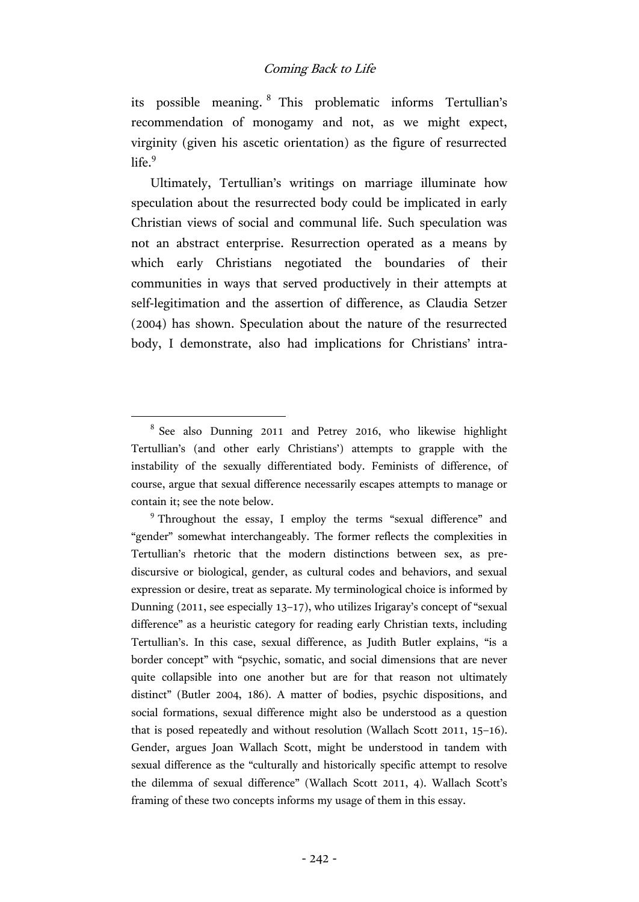its possible meaning.[8] This problematic informs Tertullian's recommendation of monogamy and not, as we might expect, virginity (given his ascetic orientation) as the figure of resurrected life.[9]

Ultimately, Tertullian's writings on marriage illuminate how speculation about the resurrected body could be implicated in early Christian views of social and communal life. Such speculation was not an abstract enterprise. Resurrection operated as a means by which early Christians negotiated the boundaries of their communities in ways that served productively in their attempts at self-legitimation and the assertion of difference, as Claudia Setzer (2004) has shown. Speculation about the nature of the resurrected body, I demonstrate, also had implications for Christians' intra-

---

[8] See also Dunning 2011 and Petrey 2016, who likewise highlight Tertullian's (and other early Christians') attempts to grapple with the instability of the sexually differentiated body. Feminists of difference, of course, argue that sexual difference necessarily escapes attempts to manage or contain it; see the note below.

[9] Throughout the essay, I employ the terms "sexual difference" and "gender" somewhat interchangeably. The former reflects the complexities in Tertullian's rhetoric that the modern distinctions between sex, as pre-discursive or biological, gender, as cultural codes and behaviors, and sexual expression or desire, treat as separate. My terminological choice is informed by Dunning (2011, see especially 13–17), who utilizes Irigaray's concept of "sexual difference" as a heuristic category for reading early Christian texts, including Tertullian's. In this case, sexual difference, as Judith Butler explains, "is a border concept" with "psychic, somatic, and social dimensions that are never quite collapsible into one another but are for that reason not ultimately distinct" (Butler 2004, 186). A matter of bodies, psychic dispositions, and social formations, sexual difference might also be understood as a question that is posed repeatedly and without resolution (Wallach Scott 2011, 15–16). Gender, argues Joan Wallach Scott, might be understood in tandem with sexual difference as the "culturally and historically specific attempt to resolve the dilemma of sexual difference" (Wallach Scott 2011, 4). Wallach Scott's framing of these two concepts informs my usage of them in this essay.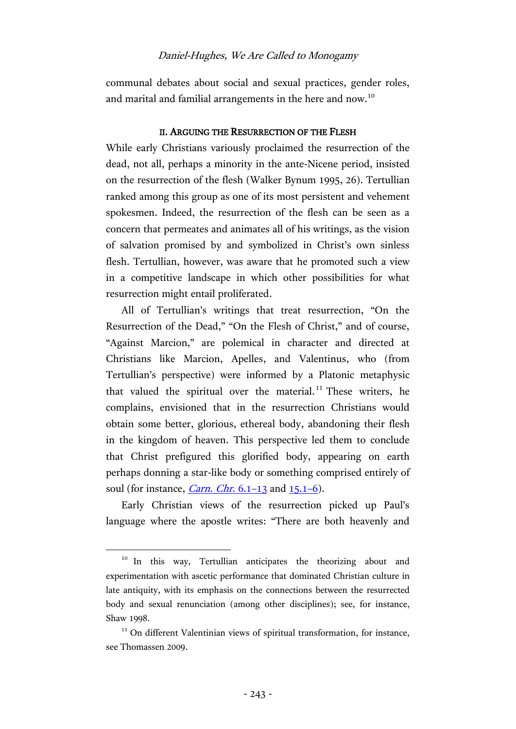communal debates about social and sexual practices, gender roles, and marital and familial arrangements in the here and now.[10]

## II. Arguing the Resurrection of the Flesh

While early Christians variously proclaimed the resurrection of the dead, not all, perhaps a minority in the ante-Nicene period, insisted on the resurrection of the flesh (Walker Bynum 1995, 26). Tertullian ranked among this group as one of its most persistent and vehement spokesmen. Indeed, the resurrection of the flesh can be seen as a concern that permeates and animates all of his writings, as the vision of salvation promised by and symbolized in Christ's own sinless flesh. Tertullian, however, was aware that he promoted such a view in a competitive landscape in which other possibilities for what resurrection might entail proliferated.

All of Tertullian's writings that treat resurrection, "On the Resurrection of the Dead," "On the Flesh of Christ," and of course, "Against Marcion," are polemical in character and directed at Christians like Marcion, Apelles, and Valentinus, who (from Tertullian's perspective) were informed by a Platonic metaphysic that valued the spiritual over the material.[11] These writers, he complains, envisioned that in the resurrection Christians would obtain some better, glorious, ethereal body, abandoning their flesh in the kingdom of heaven. This perspective led them to conclude that Christ prefigured this glorified body, appearing on earth perhaps donning a star-like body or something comprised entirely of soul (for instance, *Carn. Chr.* 6.1–13 and 15.1–6).

Early Christian views of the resurrection picked up Paul's language where the apostle writes: "There are both heavenly and

---

[10] In this way, Tertullian anticipates the theorizing about and experimentation with ascetic performance that dominated Christian culture in late antiquity, with its emphasis on the connections between the resurrected body and sexual renunciation (among other disciplines); see, for instance, Shaw 1998.

[11] On different Valentinian views of spiritual transformation, for instance, see Thomassen 2009.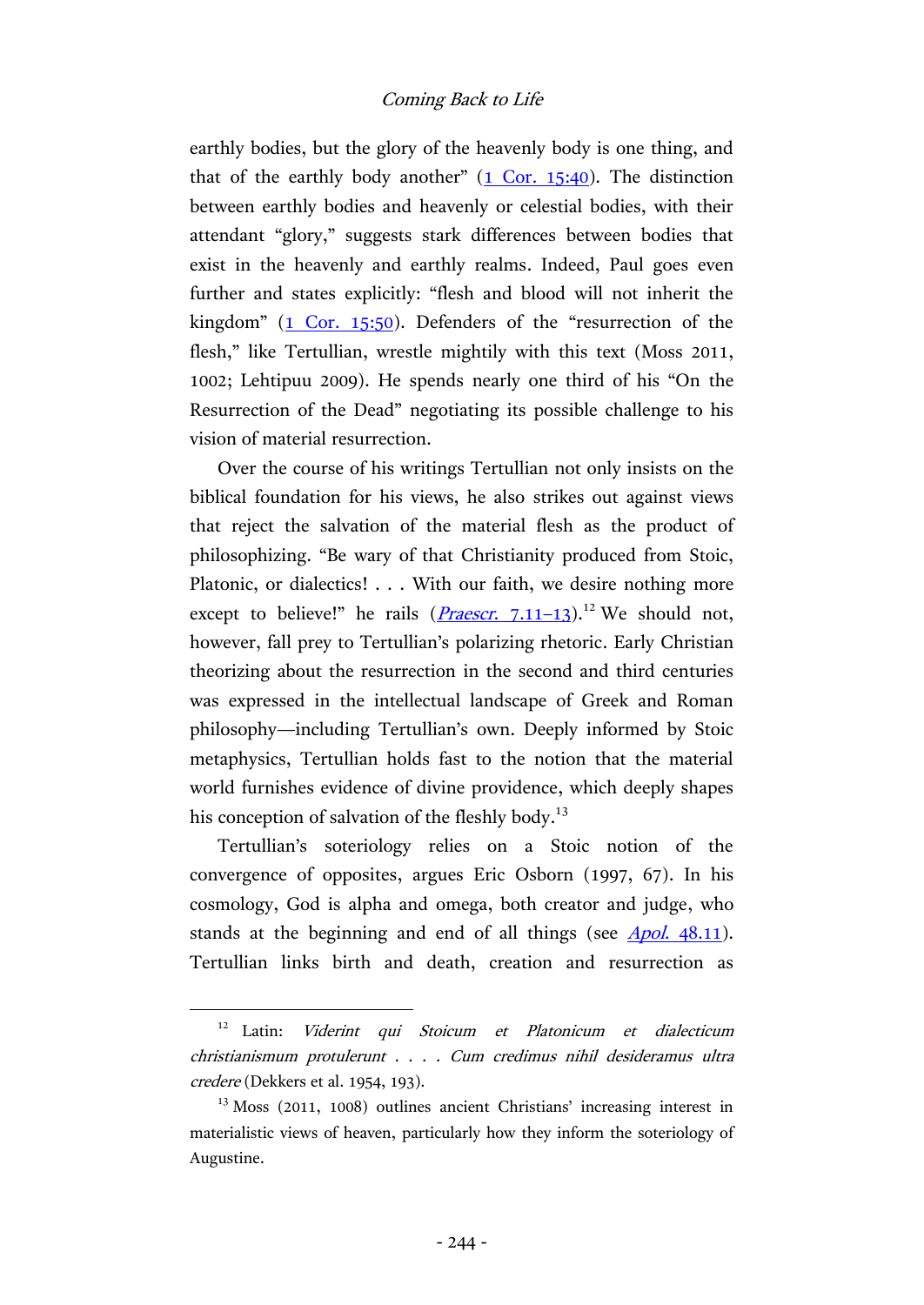earthly bodies, but the glory of the heavenly body is one thing, and that of the earthly body another" (1 Cor. 15:40). The distinction between earthly bodies and heavenly or celestial bodies, with their attendant "glory," suggests stark differences between bodies that exist in the heavenly and earthly realms. Indeed, Paul goes even further and states explicitly: "flesh and blood will not inherit the kingdom" (1 Cor. 15:50). Defenders of the "resurrection of the flesh," like Tertullian, wrestle mightily with this text (Moss 2011, 1002; Lehtipuu 2009). He spends nearly one third of his "On the Resurrection of the Dead" negotiating its possible challenge to his vision of material resurrection.

Over the course of his writings Tertullian not only insists on the biblical foundation for his views, he also strikes out against views that reject the salvation of the material flesh as the product of philosophizing. "Be wary of that Christianity produced from Stoic, Platonic, or dialectics! . . . With our faith, we desire nothing more except to believe!" he rails (*Praescr.* 7.11–13).[12] We should not, however, fall prey to Tertullian's polarizing rhetoric. Early Christian theorizing about the resurrection in the second and third centuries was expressed in the intellectual landscape of Greek and Roman philosophy—including Tertullian's own. Deeply informed by Stoic metaphysics, Tertullian holds fast to the notion that the material world furnishes evidence of divine providence, which deeply shapes his conception of salvation of the fleshly body.[13]

Tertullian's soteriology relies on a Stoic notion of the convergence of opposites, argues Eric Osborn (1997, 67). In his cosmology, God is alpha and omega, both creator and judge, who stands at the beginning and end of all things (see *Apol.* 48.11). Tertullian links birth and death, creation and resurrection as

---

[12] Latin: *Viderint qui Stoicum et Platonicum et dialecticum christianismum protulerunt . . . . Cum credimus nihil desideramus ultra credere* (Dekkers et al. 1954, 193).

[13] Moss (2011, 1008) outlines ancient Christians' increasing interest in materialistic views of heaven, particularly how they inform the soteriology of Augustine.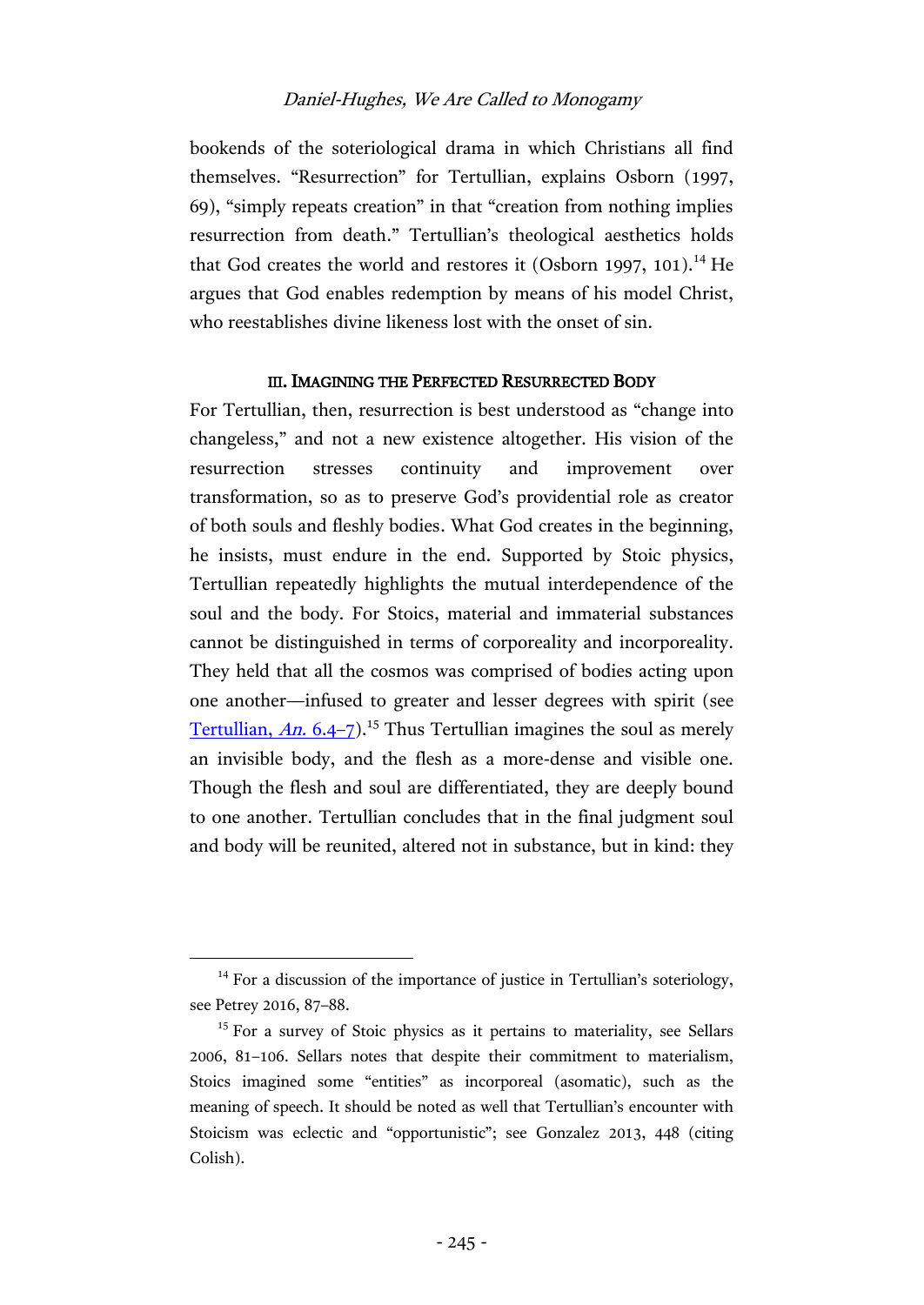bookends of the soteriological drama in which Christians all find themselves. "Resurrection" for Tertullian, explains Osborn (1997, 69), "simply repeats creation" in that "creation from nothing implies resurrection from death." Tertullian's theological aesthetics holds that God creates the world and restores it (Osborn 1997, 101).[14] He argues that God enables redemption by means of his model Christ, who reestablishes divine likeness lost with the onset of sin.

## III. Imagining the Perfected Resurrected Body

For Tertullian, then, resurrection is best understood as "change into changeless," and not a new existence altogether. His vision of the resurrection stresses continuity and improvement over transformation, so as to preserve God's providential role as creator of both souls and fleshly bodies. What God creates in the beginning, he insists, must endure in the end. Supported by Stoic physics, Tertullian repeatedly highlights the mutual interdependence of the soul and the body. For Stoics, material and immaterial substances cannot be distinguished in terms of corporeality and incorporeality. They held that all the cosmos was comprised of bodies acting upon one another—infused to greater and lesser degrees with spirit (see Tertullian, *An.* 6.4–7).[15] Thus Tertullian imagines the soul as merely an invisible body, and the flesh as a more-dense and visible one. Though the flesh and soul are differentiated, they are deeply bound to one another. Tertullian concludes that in the final judgment soul and body will be reunited, altered not in substance, but in kind: they

---

[14] For a discussion of the importance of justice in Tertullian's soteriology, see Petrey 2016, 87–88.

[15] For a survey of Stoic physics as it pertains to materiality, see Sellars 2006, 81–106. Sellars notes that despite their commitment to materialism, Stoics imagined some "entities" as incorporeal (asomatic), such as the meaning of speech. It should be noted as well that Tertullian's encounter with Stoicism was eclectic and "opportunistic"; see Gonzalez 2013, 448 (citing Colish).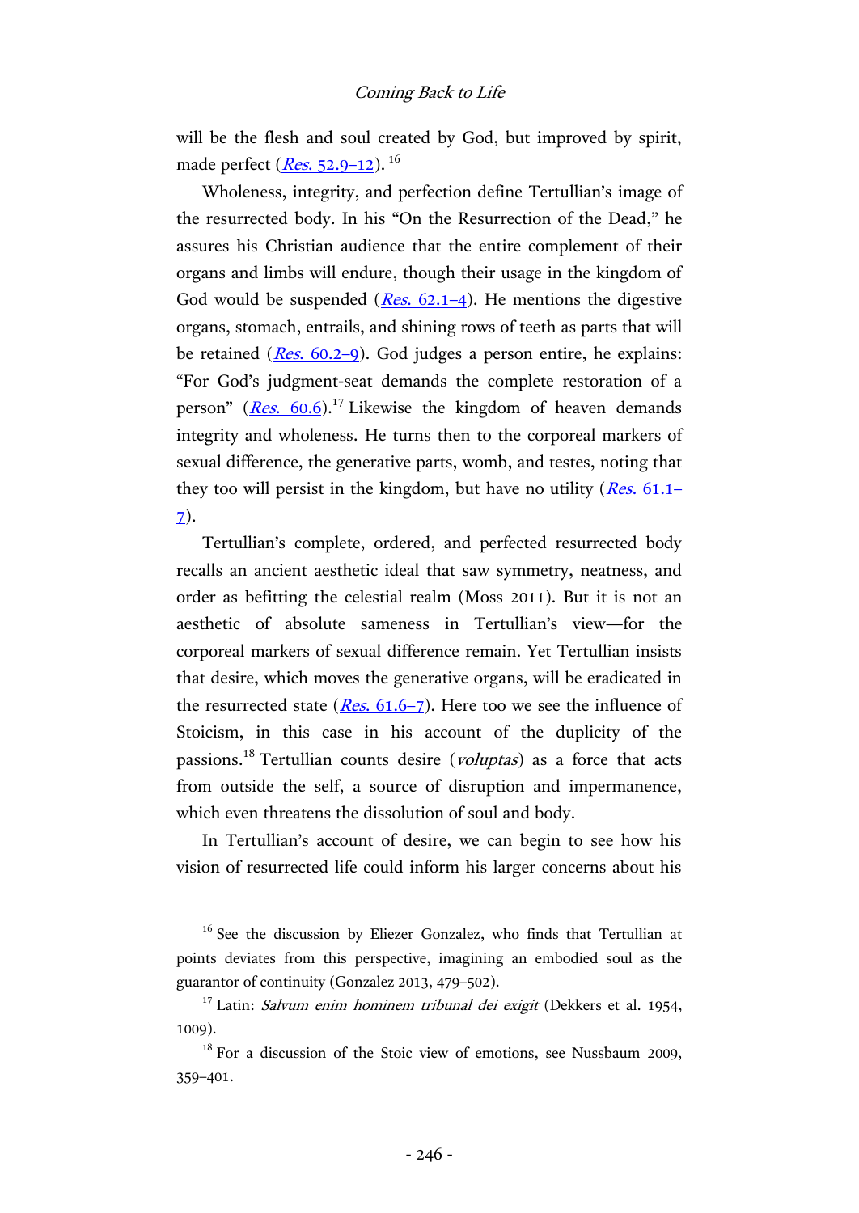will be the flesh and soul created by God, but improved by spirit, made perfect (*Res.* 52.9–12).[16]

Wholeness, integrity, and perfection define Tertullian's image of the resurrected body. In his "On the Resurrection of the Dead," he assures his Christian audience that the entire complement of their organs and limbs will endure, though their usage in the kingdom of God would be suspended (*Res.* 62.1–4). He mentions the digestive organs, stomach, entrails, and shining rows of teeth as parts that will be retained (*Res.* 60.2–9). God judges a person entire, he explains: "For God's judgment-seat demands the complete restoration of a person" (*Res.* 60.6).[17] Likewise the kingdom of heaven demands integrity and wholeness. He turns then to the corporeal markers of sexual difference, the generative parts, womb, and testes, noting that they too will persist in the kingdom, but have no utility (*Res.* 61.1–7).

Tertullian's complete, ordered, and perfected resurrected body recalls an ancient aesthetic ideal that saw symmetry, neatness, and order as befitting the celestial realm (Moss 2011). But it is not an aesthetic of absolute sameness in Tertullian's view—for the corporeal markers of sexual difference remain. Yet Tertullian insists that desire, which moves the generative organs, will be eradicated in the resurrected state (*Res.* 61.6–7). Here too we see the influence of Stoicism, in this case in his account of the duplicity of the passions.[18] Tertullian counts desire (*voluptas*) as a force that acts from outside the self, a source of disruption and impermanence, which even threatens the dissolution of soul and body.

In Tertullian's account of desire, we can begin to see how his vision of resurrected life could inform his larger concerns about his

---

[16] See the discussion by Eliezer Gonzalez, who finds that Tertullian at points deviates from this perspective, imagining an embodied soul as the guarantor of continuity (Gonzalez 2013, 479–502).

[17] Latin: *Salvum enim hominem tribunal dei exigit* (Dekkers et al. 1954, 1009).

[18] For a discussion of the Stoic view of emotions, see Nussbaum 2009, 359–401.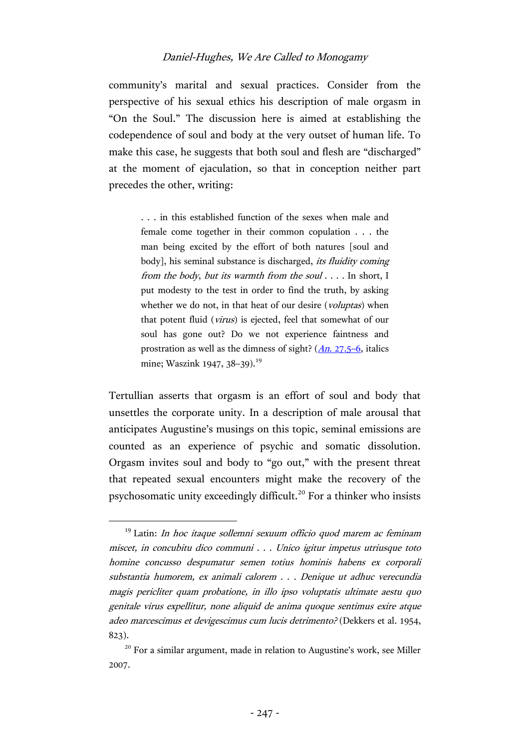community's marital and sexual practices. Consider from the perspective of his sexual ethics his description of male orgasm in "On the Soul." The discussion here is aimed at establishing the codependence of soul and body at the very outset of human life. To make this case, he suggests that both soul and flesh are "discharged" at the moment of ejaculation, so that in conception neither part precedes the other, writing:

> . . . in this established function of the sexes when male and female come together in their common copulation . . . the man being excited by the effort of both natures [soul and body], his seminal substance is discharged, *its fluidity coming from the body*, *but its warmth from the soul* . . . . In short, I put modesty to the test in order to find the truth, by asking whether we do not, in that heat of our desire (*voluptas*) when that potent fluid (*virus*) is ejected, feel that somewhat of our soul has gone out? Do we not experience faintness and prostration as well as the dimness of sight? (*An.* 27.5–6, italics mine; Waszink 1947, 38–39).[19]

Tertullian asserts that orgasm is an effort of soul and body that unsettles the corporate unity. In a description of male arousal that anticipates Augustine's musings on this topic, seminal emissions are counted as an experience of psychic and somatic dissolution. Orgasm invites soul and body to "go out," with the present threat that repeated sexual encounters might make the recovery of the psychosomatic unity exceedingly difficult.[20] For a thinker who insists

---

[19] Latin: *In hoc itaque sollemni sexuum officio quod marem ac feminam miscet, in concubitu dico communi . . . Unico igitur impetus utriusque toto homine concusso despumatur semen totius hominis habens ex corporali substantia humorem, ex animali calorem . . . Denique ut adhuc verecundia magis pericliter quam probatione, in illo ipso voluptatis ultimate aestu quo genitale virus expellitur, none aliquid de anima quoque sentimus exire atque adeo marcescimus et devigescimus cum lucis detrimento?* (Dekkers et al. 1954, 823).

[20] For a similar argument, made in relation to Augustine's work, see Miller 2007.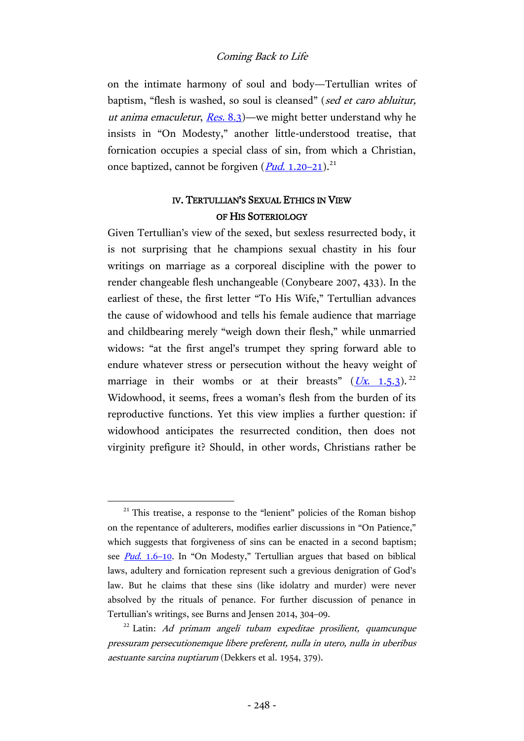on the intimate harmony of soul and body—Tertullian writes of baptism, "flesh is washed, so soul is cleansed" (*sed et caro abluitur, ut anima emaculetur*, *Res.* 8.3)—we might better understand why he insists in "On Modesty," another little-understood treatise, that fornication occupies a special class of sin, from which a Christian, once baptized, cannot be forgiven (*Pud.* 1.20–21).[21]

## IV. Tertullian's Sexual Ethics in View of His Soteriology

Given Tertullian's view of the sexed, but sexless resurrected body, it is not surprising that he champions sexual chastity in his four writings on marriage as a corporeal discipline with the power to render changeable flesh unchangeable (Conybeare 2007, 433). In the earliest of these, the first letter "To His Wife," Tertullian advances the cause of widowhood and tells his female audience that marriage and childbearing merely "weigh down their flesh," while unmarried widows: "at the first angel's trumpet they spring forward able to endure whatever stress or persecution without the heavy weight of marriage in their wombs or at their breasts" (*Ux.* 1.5.3).[22] Widowhood, it seems, frees a woman's flesh from the burden of its reproductive functions. Yet this view implies a further question: if widowhood anticipates the resurrected condition, then does not virginity prefigure it? Should, in other words, Christians rather be

[21] This treatise, a response to the "lenient" policies of the Roman bishop on the repentance of adulterers, modifies earlier discussions in "On Patience," which suggests that forgiveness of sins can be enacted in a second baptism; see *Pud.* 1.6–10. In "On Modesty," Tertullian argues that based on biblical laws, adultery and fornication represent such a grevious denigration of God's law. But he claims that these sins (like idolatry and murder) were never absolved by the rituals of penance. For further discussion of penance in Tertullian's writings, see Burns and Jensen 2014, 304–09.

[22] Latin: *Ad primam angeli tubam expeditae prosilient, quamcunque pressuram persecutionemque libere preferent, nulla in utero, nulla in uberibus aestuante sarcina nuptiarum* (Dekkers et al. 1954, 379).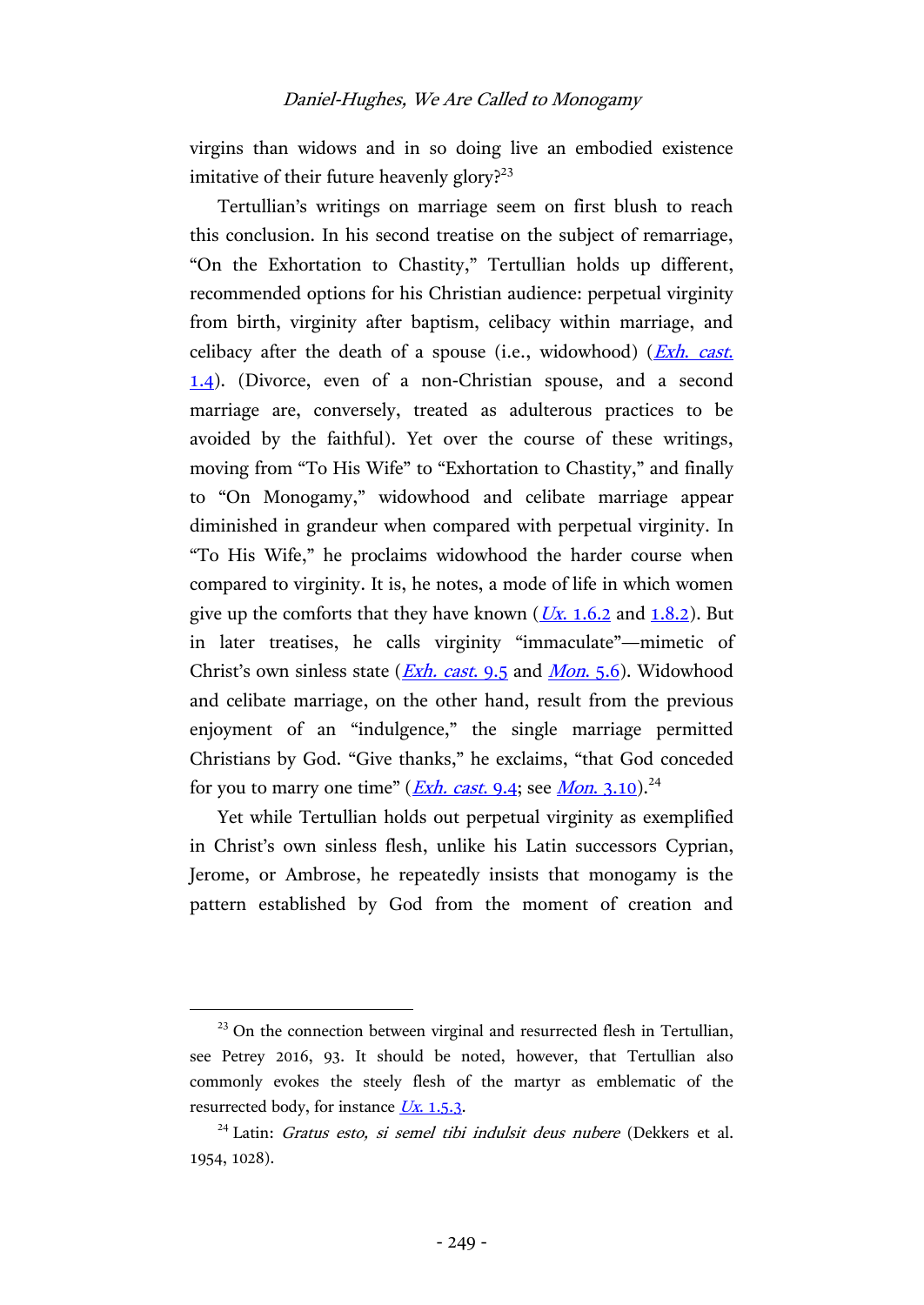virgins than widows and in so doing live an embodied existence imitative of their future heavenly glory?[23]

Tertullian's writings on marriage seem on first blush to reach this conclusion. In his second treatise on the subject of remarriage, "On the Exhortation to Chastity," Tertullian holds up different, recommended options for his Christian audience: perpetual virginity from birth, virginity after baptism, celibacy within marriage, and celibacy after the death of a spouse (i.e., widowhood) (*Exh. cast.* 1.4). (Divorce, even of a non-Christian spouse, and a second marriage are, conversely, treated as adulterous practices to be avoided by the faithful). Yet over the course of these writings, moving from "To His Wife" to "Exhortation to Chastity," and finally to "On Monogamy," widowhood and celibate marriage appear diminished in grandeur when compared with perpetual virginity. In "To His Wife," he proclaims widowhood the harder course when compared to virginity. It is, he notes, a mode of life in which women give up the comforts that they have known (*Ux.* 1.6.2 and 1.8.2). But in later treatises, he calls virginity "immaculate"—mimetic of Christ's own sinless state (*Exh. cast.* 9.5 and *Mon.* 5.6). Widowhood and celibate marriage, on the other hand, result from the previous enjoyment of an "indulgence," the single marriage permitted Christians by God. "Give thanks," he exclaims, "that God conceded for you to marry one time" (*Exh. cast.* 9.4; see *Mon.* 3.10).[24]

Yet while Tertullian holds out perpetual virginity as exemplified in Christ's own sinless flesh, unlike his Latin successors Cyprian, Jerome, or Ambrose, he repeatedly insists that monogamy is the pattern established by God from the moment of creation and

[23] On the connection between virginal and resurrected flesh in Tertullian, see Petrey 2016, 93. It should be noted, however, that Tertullian also commonly evokes the steely flesh of the martyr as emblematic of the resurrected body, for instance *Ux.* 1.5.3.

[24] Latin: *Gratus esto, si semel tibi indulsit deus nubere* (Dekkers et al. 1954, 1028).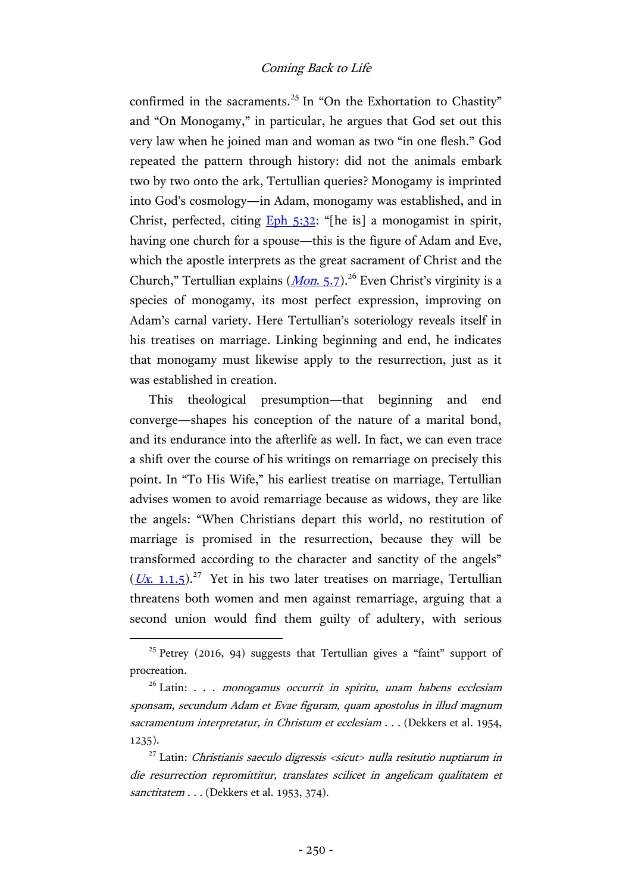confirmed in the sacraments.[25] In "On the Exhortation to Chastity" and "On Monogamy," in particular, he argues that God set out this very law when he joined man and woman as two "in one flesh." God repeated the pattern through history: did not the animals embark two by two onto the ark, Tertullian queries? Monogamy is imprinted into God's cosmology—in Adam, monogamy was established, and in Christ, perfected, citing Eph 5:32: "[he is] a monogamist in spirit, having one church for a spouse—this is the figure of Adam and Eve, which the apostle interprets as the great sacrament of Christ and the Church," Tertullian explains (*Mon.* 5.7).[26] Even Christ's virginity is a species of monogamy, its most perfect expression, improving on Adam's carnal variety. Here Tertullian's soteriology reveals itself in his treatises on marriage. Linking beginning and end, he indicates that monogamy must likewise apply to the resurrection, just as it was established in creation.

This theological presumption—that beginning and end converge—shapes his conception of the nature of a marital bond, and its endurance into the afterlife as well. In fact, we can even trace a shift over the course of his writings on remarriage on precisely this point. In "To His Wife," his earliest treatise on marriage, Tertullian advises women to avoid remarriage because as widows, they are like the angels: "When Christians depart this world, no restitution of marriage is promised in the resurrection, because they will be transformed according to the character and sanctity of the angels" (*Ux.* 1.1.5).[27] Yet in his two later treatises on marriage, Tertullian threatens both women and men against remarriage, arguing that a second union would find them guilty of adultery, with serious

[25] Petrey (2016, 94) suggests that Tertullian gives a "faint" support of procreation.

[26] Latin: . . . *monogamus occurrit in spiritu, unam habens ecclesiam sponsam, secundum Adam et Evae figuram, quam apostolus in illud magnum sacramentum interpretatur, in Christum et ecclesiam . . .* (Dekkers et al. 1954, 1235).

[27] Latin: *Christianis saeculo digressis <sicut> nulla resitutio nuptiarum in die resurrection repromittitur, translates scilicet in angelicam qualitatem et sanctitatem . . .* (Dekkers et al. 1953, 374).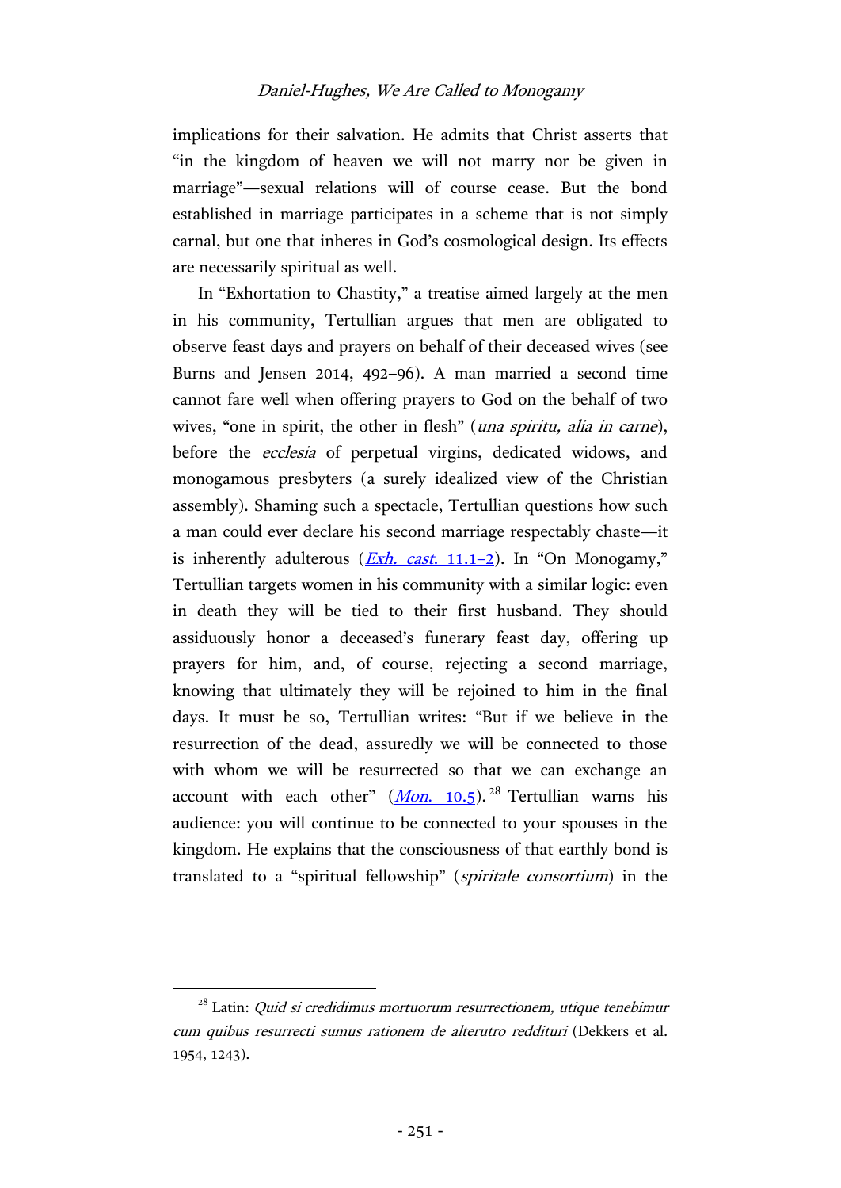implications for their salvation. He admits that Christ asserts that "in the kingdom of heaven we will not marry nor be given in marriage"—sexual relations will of course cease. But the bond established in marriage participates in a scheme that is not simply carnal, but one that inheres in God's cosmological design. Its effects are necessarily spiritual as well.

In "Exhortation to Chastity," a treatise aimed largely at the men in his community, Tertullian argues that men are obligated to observe feast days and prayers on behalf of their deceased wives (see Burns and Jensen 2014, 492–96). A man married a second time cannot fare well when offering prayers to God on the behalf of two wives, "one in spirit, the other in flesh" (*una spiritu, alia in carne*), before the *ecclesia* of perpetual virgins, dedicated widows, and monogamous presbyters (a surely idealized view of the Christian assembly). Shaming such a spectacle, Tertullian questions how such a man could ever declare his second marriage respectably chaste—it is inherently adulterous (*Exh. cast.* 11.1–2). In "On Monogamy," Tertullian targets women in his community with a similar logic: even in death they will be tied to their first husband. They should assiduously honor a deceased's funerary feast day, offering up prayers for him, and, of course, rejecting a second marriage, knowing that ultimately they will be rejoined to him in the final days. It must be so, Tertullian writes: "But if we believe in the resurrection of the dead, assuredly we will be connected to those with whom we will be resurrected so that we can exchange an account with each other" (*Mon.* 10.5).[28] Tertullian warns his audience: you will continue to be connected to your spouses in the kingdom. He explains that the consciousness of that earthly bond is translated to a "spiritual fellowship" (*spiritale consortium*) in the

[28] Latin: *Quid si credidimus mortuorum resurrectionem, utique tenebimur cum quibus resurrecti sumus rationem de alterutro reddituri* (Dekkers et al. 1954, 1243).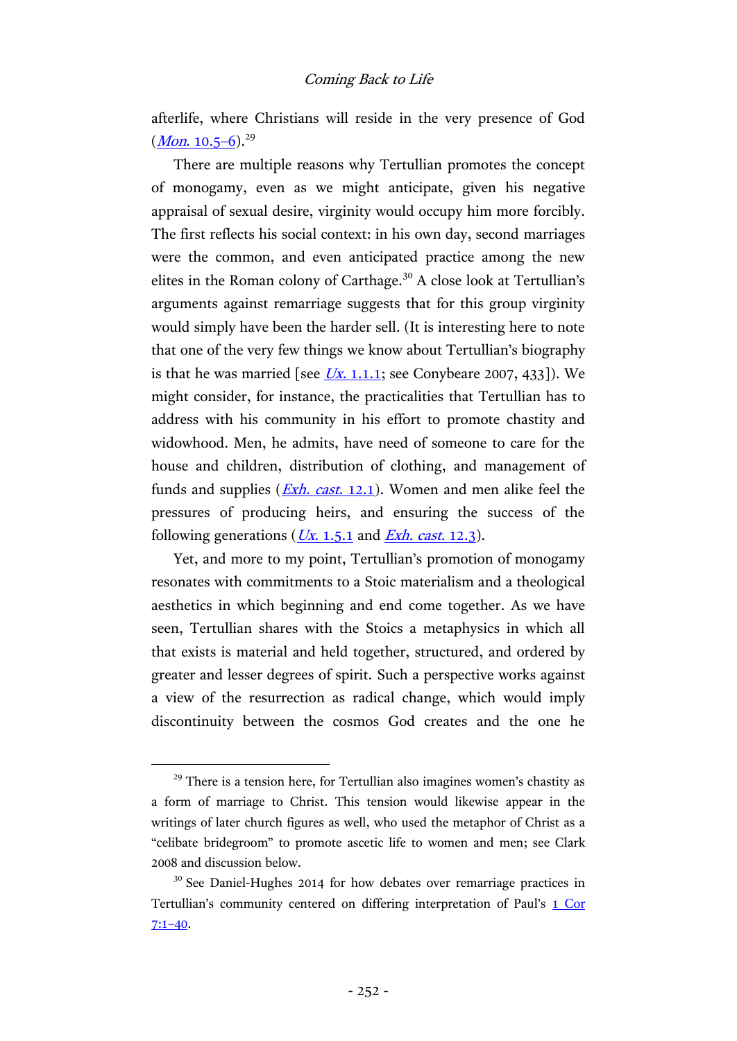afterlife, where Christians will reside in the very presence of God (*Mon.* 10.5–6).[29]

There are multiple reasons why Tertullian promotes the concept of monogamy, even as we might anticipate, given his negative appraisal of sexual desire, virginity would occupy him more forcibly. The first reflects his social context: in his own day, second marriages were the common, and even anticipated practice among the new elites in the Roman colony of Carthage.[30] A close look at Tertullian's arguments against remarriage suggests that for this group virginity would simply have been the harder sell. (It is interesting here to note that one of the very few things we know about Tertullian's biography is that he was married [see *Ux.* 1.1.1; see Conybeare 2007, 433]). We might consider, for instance, the practicalities that Tertullian has to address with his community in his effort to promote chastity and widowhood. Men, he admits, have need of someone to care for the house and children, distribution of clothing, and management of funds and supplies (*Exh. cast.* 12.1). Women and men alike feel the pressures of producing heirs, and ensuring the success of the following generations (*Ux.* 1.5.1 and *Exh. cast.* 12.3).

Yet, and more to my point, Tertullian's promotion of monogamy resonates with commitments to a Stoic materialism and a theological aesthetics in which beginning and end come together. As we have seen, Tertullian shares with the Stoics a metaphysics in which all that exists is material and held together, structured, and ordered by greater and lesser degrees of spirit. Such a perspective works against a view of the resurrection as radical change, which would imply discontinuity between the cosmos God creates and the one he

---

[29] There is a tension here, for Tertullian also imagines women's chastity as a form of marriage to Christ. This tension would likewise appear in the writings of later church figures as well, who used the metaphor of Christ as a "celibate bridegroom" to promote ascetic life to women and men; see Clark 2008 and discussion below.

[30] See Daniel-Hughes 2014 for how debates over remarriage practices in Tertullian's community centered on differing interpretation of Paul's 1 Cor 7:1–40.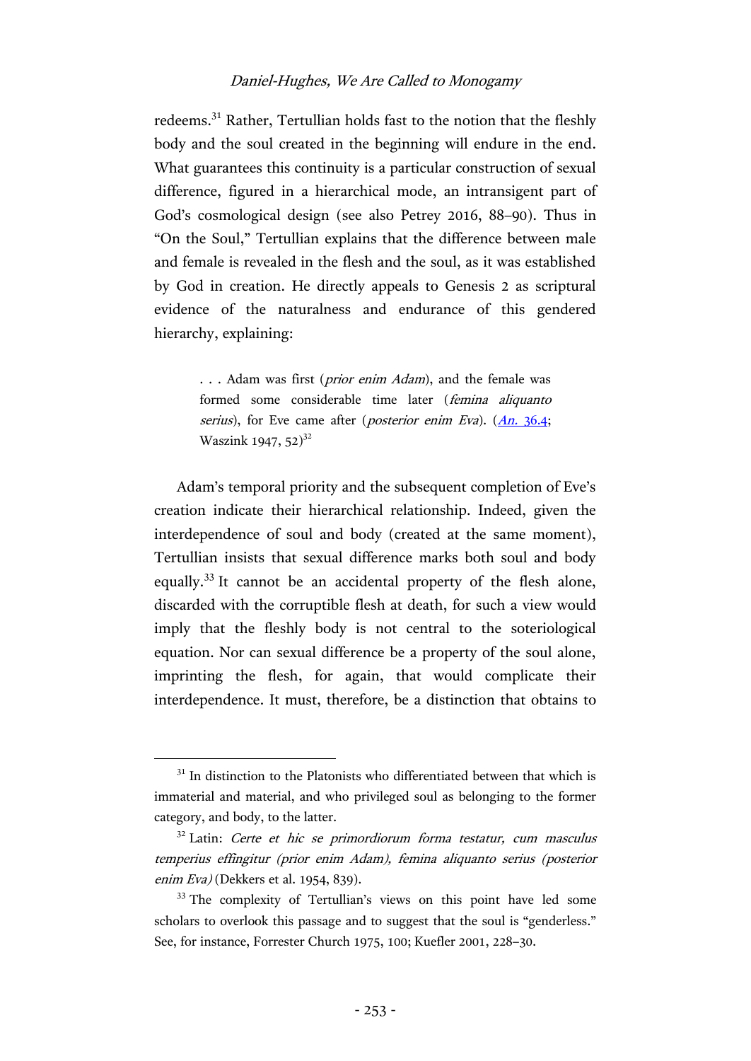redeems.[31] Rather, Tertullian holds fast to the notion that the fleshly body and the soul created in the beginning will endure in the end. What guarantees this continuity is a particular construction of sexual difference, figured in a hierarchical mode, an intransigent part of God's cosmological design (see also Petrey 2016, 88–90). Thus in "On the Soul," Tertullian explains that the difference between male and female is revealed in the flesh and the soul, as it was established by God in creation. He directly appeals to Genesis 2 as scriptural evidence of the naturalness and endurance of this gendered hierarchy, explaining:

> . . . Adam was first (*prior enim Adam*), and the female was formed some considerable time later (*femina aliquanto serius*), for Eve came after (*posterior enim Eva*). (*An.* 36.4; Waszink 1947, 52)[32]

Adam's temporal priority and the subsequent completion of Eve's creation indicate their hierarchical relationship. Indeed, given the interdependence of soul and body (created at the same moment), Tertullian insists that sexual difference marks both soul and body equally.[33] It cannot be an accidental property of the flesh alone, discarded with the corruptible flesh at death, for such a view would imply that the fleshly body is not central to the soteriological equation. Nor can sexual difference be a property of the soul alone, imprinting the flesh, for again, that would complicate their interdependence. It must, therefore, be a distinction that obtains to

---

[31] In distinction to the Platonists who differentiated between that which is immaterial and material, and who privileged soul as belonging to the former category, and body, to the latter.

[32] Latin: *Certe et hic se primordiorum forma testatur, cum masculus temperius effingitur (prior enim Adam), femina aliquanto serius (posterior enim Eva)* (Dekkers et al. 1954, 839).

[33] The complexity of Tertullian's views on this point have led some scholars to overlook this passage and to suggest that the soul is "genderless." See, for instance, Forrester Church 1975, 100; Kuefler 2001, 228–30.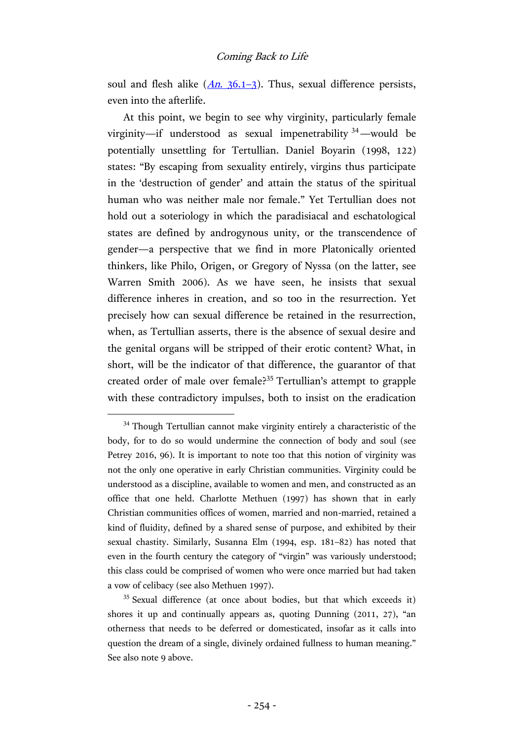soul and flesh alike (*An.* 36.1–3). Thus, sexual difference persists, even into the afterlife.

At this point, we begin to see why virginity, particularly female virginity—if understood as sexual impenetrability[34]—would be potentially unsettling for Tertullian. Daniel Boyarin (1998, 122) states: "By escaping from sexuality entirely, virgins thus participate in the 'destruction of gender' and attain the status of the spiritual human who was neither male nor female." Yet Tertullian does not hold out a soteriology in which the paradisiacal and eschatological states are defined by androgynous unity, or the transcendence of gender—a perspective that we find in more Platonically oriented thinkers, like Philo, Origen, or Gregory of Nyssa (on the latter, see Warren Smith 2006). As we have seen, he insists that sexual difference inheres in creation, and so too in the resurrection. Yet precisely how can sexual difference be retained in the resurrection, when, as Tertullian asserts, there is the absence of sexual desire and the genital organs will be stripped of their erotic content? What, in short, will be the indicator of that difference, the guarantor of that created order of male over female?[35] Tertullian's attempt to grapple with these contradictory impulses, both to insist on the eradication

[34] Though Tertullian cannot make virginity entirely a characteristic of the body, for to do so would undermine the connection of body and soul (see Petrey 2016, 96). It is important to note too that this notion of virginity was not the only one operative in early Christian communities. Virginity could be understood as a discipline, available to women and men, and constructed as an office that one held. Charlotte Methuen (1997) has shown that in early Christian communities offices of women, married and non-married, retained a kind of fluidity, defined by a shared sense of purpose, and exhibited by their sexual chastity. Similarly, Susanna Elm (1994, esp. 181–82) has noted that even in the fourth century the category of "virgin" was variously understood; this class could be comprised of women who were once married but had taken a vow of celibacy (see also Methuen 1997).

[35] Sexual difference (at once about bodies, but that which exceeds it) shores it up and continually appears as, quoting Dunning (2011, 27), "an otherness that needs to be deferred or domesticated, insofar as it calls into question the dream of a single, divinely ordained fullness to human meaning." See also note 9 above.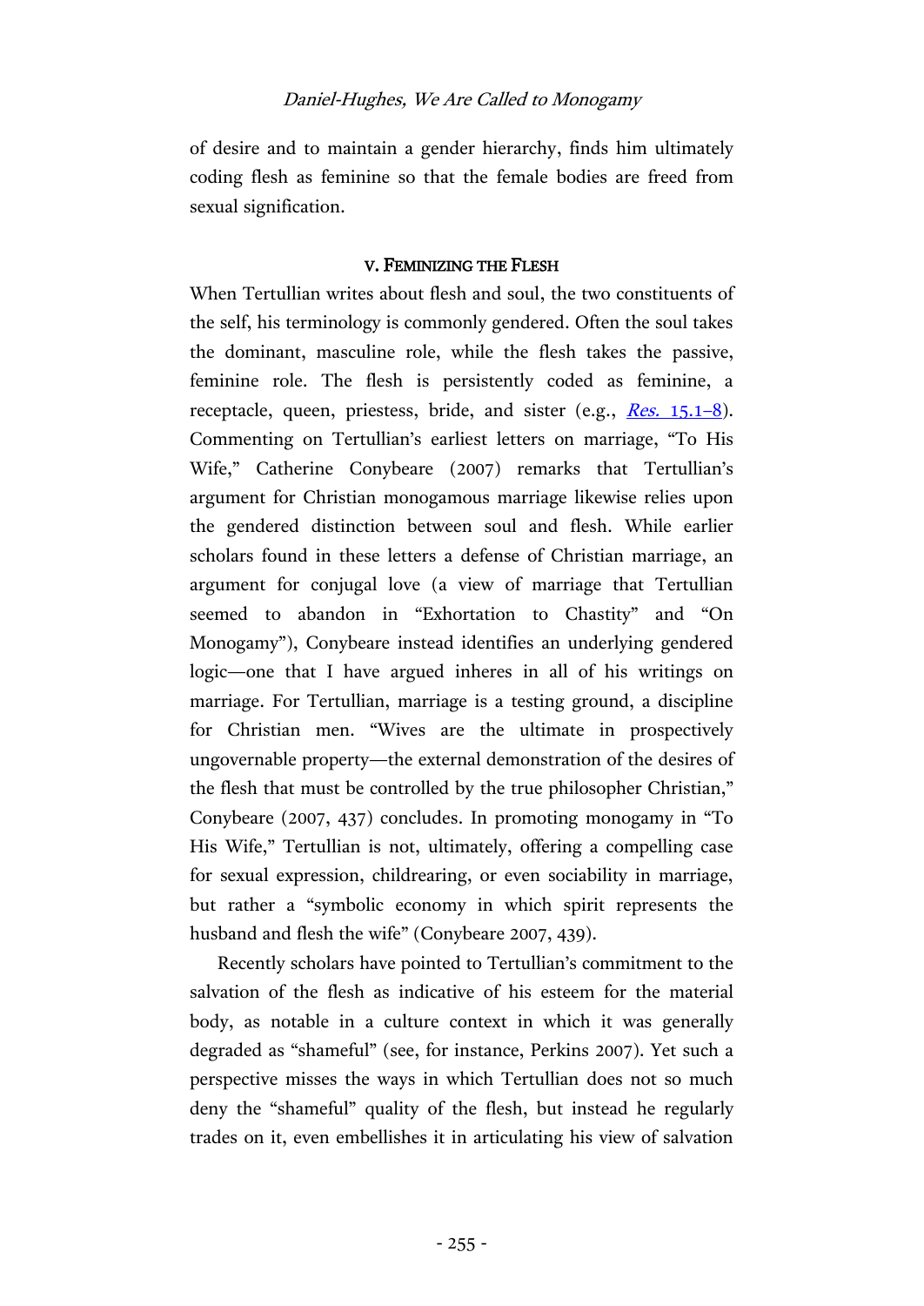of desire and to maintain a gender hierarchy, finds him ultimately coding flesh as feminine so that the female bodies are freed from sexual signification.

## V. Feminizing the Flesh

When Tertullian writes about flesh and soul, the two constituents of the self, his terminology is commonly gendered. Often the soul takes the dominant, masculine role, while the flesh takes the passive, feminine role. The flesh is persistently coded as feminine, a receptacle, queen, priestess, bride, and sister (e.g., *Res.* 15.1–8). Commenting on Tertullian's earliest letters on marriage, "To His Wife," Catherine Conybeare (2007) remarks that Tertullian's argument for Christian monogamous marriage likewise relies upon the gendered distinction between soul and flesh. While earlier scholars found in these letters a defense of Christian marriage, an argument for conjugal love (a view of marriage that Tertullian seemed to abandon in "Exhortation to Chastity" and "On Monogamy"), Conybeare instead identifies an underlying gendered logic—one that I have argued inheres in all of his writings on marriage. For Tertullian, marriage is a testing ground, a discipline for Christian men. "Wives are the ultimate in prospectively ungovernable property—the external demonstration of the desires of the flesh that must be controlled by the true philosopher Christian," Conybeare (2007, 437) concludes. In promoting monogamy in "To His Wife," Tertullian is not, ultimately, offering a compelling case for sexual expression, childrearing, or even sociability in marriage, but rather a "symbolic economy in which spirit represents the husband and flesh the wife" (Conybeare 2007, 439).

Recently scholars have pointed to Tertullian's commitment to the salvation of the flesh as indicative of his esteem for the material body, as notable in a culture context in which it was generally degraded as "shameful" (see, for instance, Perkins 2007). Yet such a perspective misses the ways in which Tertullian does not so much deny the "shameful" quality of the flesh, but instead he regularly trades on it, even embellishes it in articulating his view of salvation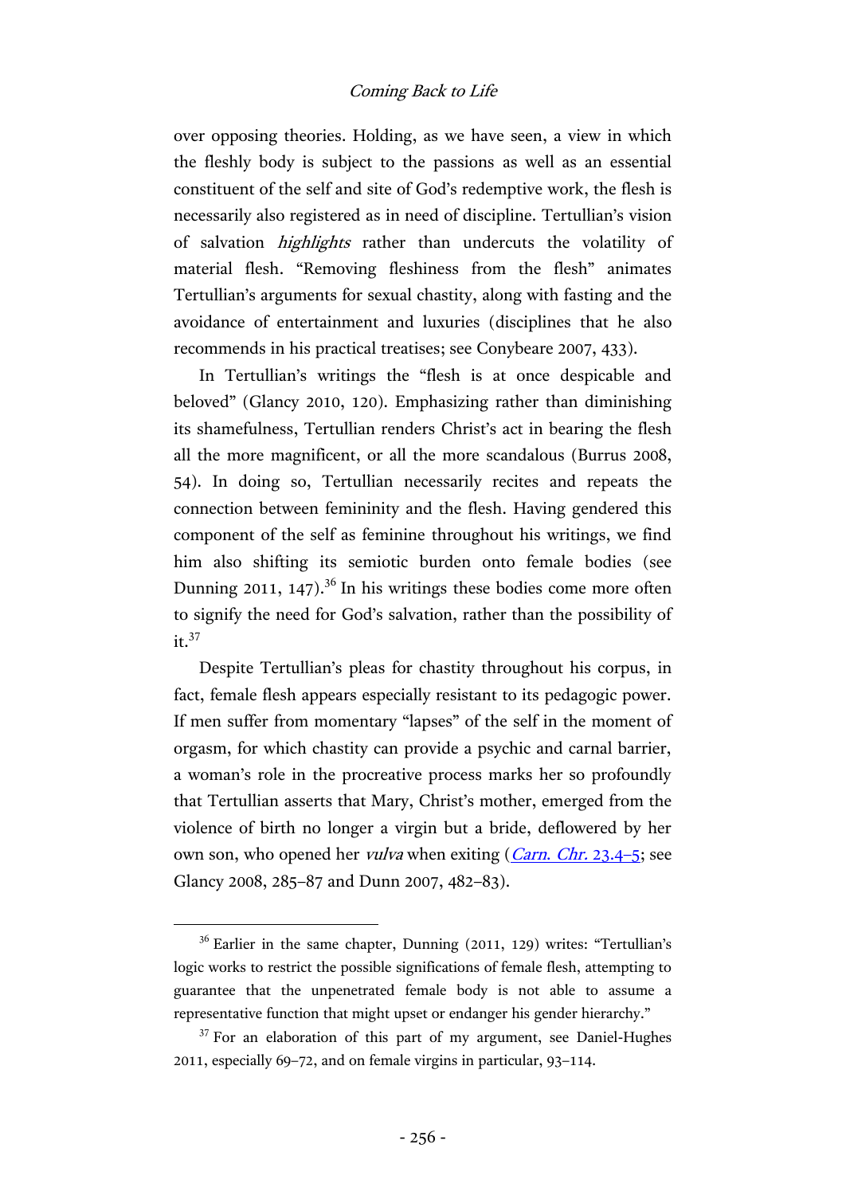over opposing theories. Holding, as we have seen, a view in which the fleshly body is subject to the passions as well as an essential constituent of the self and site of God's redemptive work, the flesh is necessarily also registered as in need of discipline. Tertullian's vision of salvation *highlights* rather than undercuts the volatility of material flesh. "Removing fleshiness from the flesh" animates Tertullian's arguments for sexual chastity, along with fasting and the avoidance of entertainment and luxuries (disciplines that he also recommends in his practical treatises; see Conybeare 2007, 433).

In Tertullian's writings the "flesh is at once despicable and beloved" (Glancy 2010, 120). Emphasizing rather than diminishing its shamefulness, Tertullian renders Christ's act in bearing the flesh all the more magnificent, or all the more scandalous (Burrus 2008, 54). In doing so, Tertullian necessarily recites and repeats the connection between femininity and the flesh. Having gendered this component of the self as feminine throughout his writings, we find him also shifting its semiotic burden onto female bodies (see Dunning 2011, 147).[36] In his writings these bodies come more often to signify the need for God's salvation, rather than the possibility of it.[37]

Despite Tertullian's pleas for chastity throughout his corpus, in fact, female flesh appears especially resistant to its pedagogic power. If men suffer from momentary "lapses" of the self in the moment of orgasm, for which chastity can provide a psychic and carnal barrier, a woman's role in the procreative process marks her so profoundly that Tertullian asserts that Mary, Christ's mother, emerged from the violence of birth no longer a virgin but a bride, deflowered by her own son, who opened her *vulva* when exiting (*Carn. Chr.* 23.4–5; see Glancy 2008, 285–87 and Dunn 2007, 482–83).

[36] Earlier in the same chapter, Dunning (2011, 129) writes: "Tertullian's logic works to restrict the possible significations of female flesh, attempting to guarantee that the unpenetrated female body is not able to assume a representative function that might upset or endanger his gender hierarchy."

[37] For an elaboration of this part of my argument, see Daniel-Hughes 2011, especially 69–72, and on female virgins in particular, 93–114.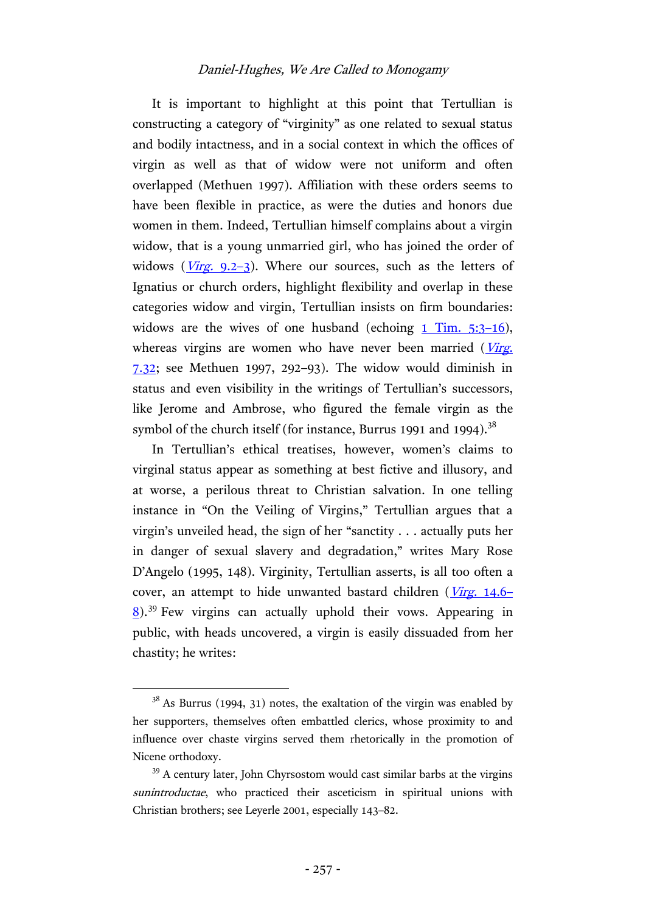It is important to highlight at this point that Tertullian is constructing a category of "virginity" as one related to sexual status and bodily intactness, and in a social context in which the offices of virgin as well as that of widow were not uniform and often overlapped (Methuen 1997). Affiliation with these orders seems to have been flexible in practice, as were the duties and honors due women in them. Indeed, Tertullian himself complains about a virgin widow, that is a young unmarried girl, who has joined the order of widows (*Virg.* 9.2–3). Where our sources, such as the letters of Ignatius or church orders, highlight flexibility and overlap in these categories widow and virgin, Tertullian insists on firm boundaries: widows are the wives of one husband (echoing 1 Tim. 5:3–16), whereas virgins are women who have never been married (*Virg.* 7.32; see Methuen 1997, 292–93). The widow would diminish in status and even visibility in the writings of Tertullian's successors, like Jerome and Ambrose, who figured the female virgin as the symbol of the church itself (for instance, Burrus 1991 and 1994).[38]

In Tertullian's ethical treatises, however, women's claims to virginal status appear as something at best fictive and illusory, and at worse, a perilous threat to Christian salvation. In one telling instance in "On the Veiling of Virgins," Tertullian argues that a virgin's unveiled head, the sign of her "sanctity . . . actually puts her in danger of sexual slavery and degradation," writes Mary Rose D'Angelo (1995, 148). Virginity, Tertullian asserts, is all too often a cover, an attempt to hide unwanted bastard children (*Virg.* 14.6–8).[39] Few virgins can actually uphold their vows. Appearing in public, with heads uncovered, a virgin is easily dissuaded from her chastity; he writes:

---

[38] As Burrus (1994, 31) notes, the exaltation of the virgin was enabled by her supporters, themselves often embattled clerics, whose proximity to and influence over chaste virgins served them rhetorically in the promotion of Nicene orthodoxy.

[39] A century later, John Chrysostom would cast similar barbs at the virgins *sunintroductae*, who practiced their asceticism in spiritual unions with Christian brothers; see Leyerle 2001, especially 143–82.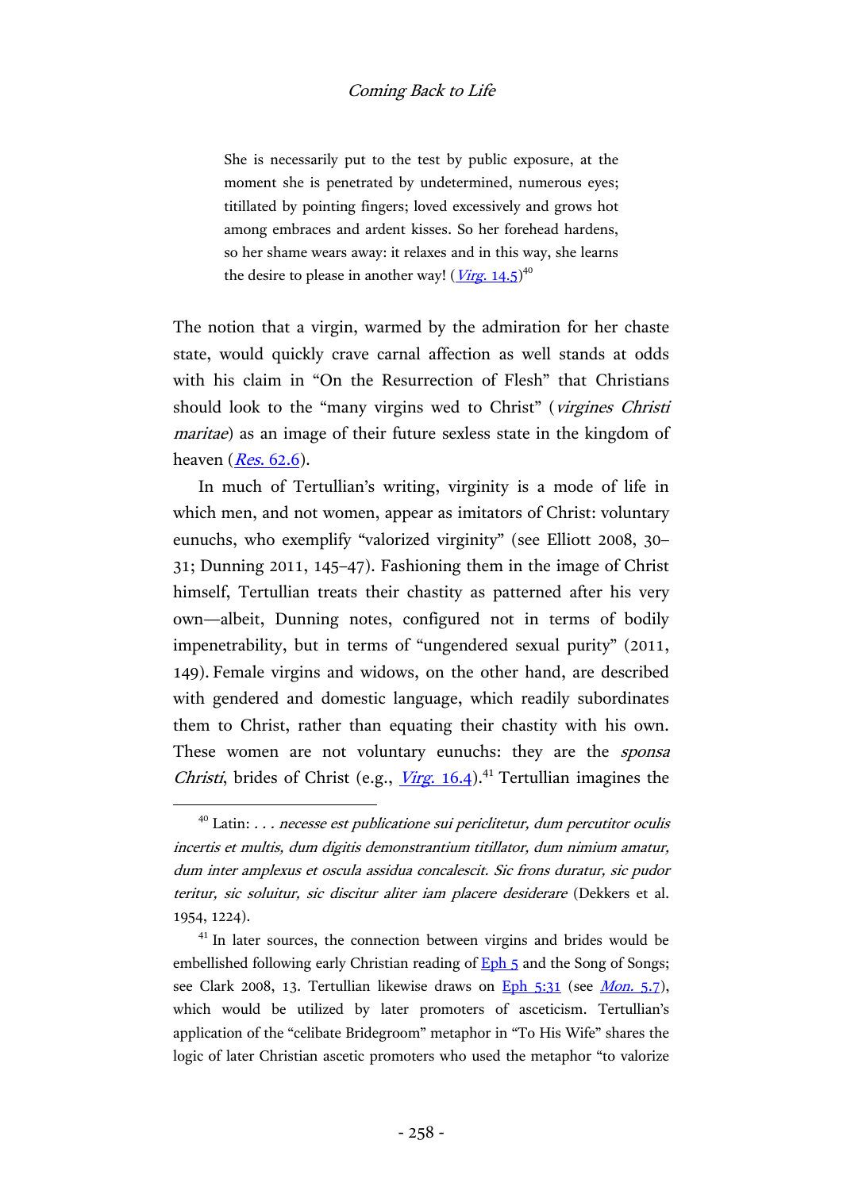> She is necessarily put to the test by public exposure, at the moment she is penetrated by undetermined, numerous eyes; titillated by pointing fingers; loved excessively and grows hot among embraces and ardent kisses. So her forehead hardens, so her shame wears away: it relaxes and in this way, she learns the desire to please in another way! (*Virg.* 14.5)[40]

The notion that a virgin, warmed by the admiration for her chaste state, would quickly crave carnal affection as well stands at odds with his claim in "On the Resurrection of Flesh" that Christians should look to the "many virgins wed to Christ" (*virgines Christi maritae*) as an image of their future sexless state in the kingdom of heaven (*Res.* 62.6).

In much of Tertullian's writing, virginity is a mode of life in which men, and not women, appear as imitators of Christ: voluntary eunuchs, who exemplify "valorized virginity" (see Elliott 2008, 30–31; Dunning 2011, 145–47). Fashioning them in the image of Christ himself, Tertullian treats their chastity as patterned after his very own—albeit, Dunning notes, configured not in terms of bodily impenetrability, but in terms of "ungendered sexual purity" (2011, 149). Female virgins and widows, on the other hand, are described with gendered and domestic language, which readily subordinates them to Christ, rather than equating their chastity with his own. These women are not voluntary eunuchs: they are the *sponsa Christi*, brides of Christ (e.g., *Virg.* 16.4).[41] Tertullian imagines the

---

[40] Latin: *. . . necesse est publicatione sui periclitetur, dum percutitor oculis incertis et multis, dum digitis demonstrantium titillator, dum nimium amatur, dum inter amplexus et oscula assidua concalescit. Sic frons duratur, sic pudor teritur, sic soluitur, sic discitur aliter iam placere desiderare* (Dekkers et al. 1954, 1224).

[41] In later sources, the connection between virgins and brides would be embellished following early Christian reading of Eph 5 and the Song of Songs; see Clark 2008, 13. Tertullian likewise draws on Eph 5:31 (see *Mon.* 5.7), which would be utilized by later promoters of asceticism. Tertullian's application of the "celibate Bridegroom" metaphor in "To His Wife" shares the logic of later Christian ascetic promoters who used the metaphor "to valorize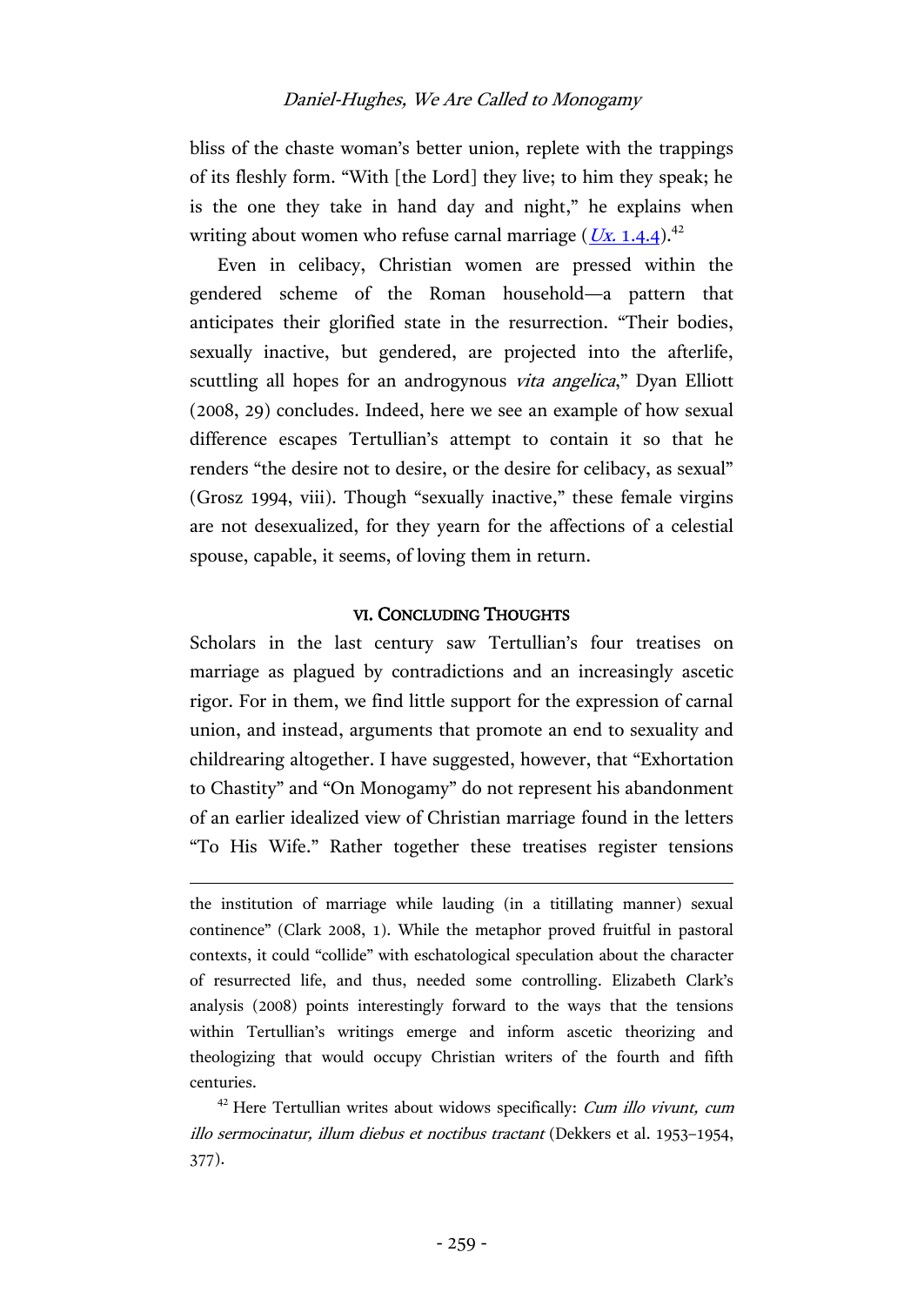bliss of the chaste woman's better union, replete with the trappings of its fleshly form. "With [the Lord] they live; to him they speak; he is the one they take in hand day and night," he explains when writing about women who refuse carnal marriage (*Ux.* 1.4.4).[42]

Even in celibacy, Christian women are pressed within the gendered scheme of the Roman household—a pattern that anticipates their glorified state in the resurrection. "Their bodies, sexually inactive, but gendered, are projected into the afterlife, scuttling all hopes for an androgynous *vita angelica*," Dyan Elliott (2008, 29) concludes. Indeed, here we see an example of how sexual difference escapes Tertullian's attempt to contain it so that he renders "the desire not to desire, or the desire for celibacy, as sexual" (Grosz 1994, viii). Though "sexually inactive," these female virgins are not desexualized, for they yearn for the affections of a celestial spouse, capable, it seems, of loving them in return.

## VI. Concluding Thoughts

Scholars in the last century saw Tertullian's four treatises on marriage as plagued by contradictions and an increasingly ascetic rigor. For in them, we find little support for the expression of carnal union, and instead, arguments that promote an end to sexuality and childrearing altogether. I have suggested, however, that "Exhortation to Chastity" and "On Monogamy" do not represent his abandonment of an earlier idealized view of Christian marriage found in the letters "To His Wife." Rather together these treatises register tensions

---

the institution of marriage while lauding (in a titillating manner) sexual continence" (Clark 2008, 1). While the metaphor proved fruitful in pastoral contexts, it could "collide" with eschatological speculation about the character of resurrected life, and thus, needed some controlling. Elizabeth Clark's analysis (2008) points interestingly forward to the ways that the tensions within Tertullian's writings emerge and inform ascetic theorizing and theologizing that would occupy Christian writers of the fourth and fifth centuries.

[42] Here Tertullian writes about widows specifically: *Cum illo vivunt, cum illo sermocinatur, illum diebus et noctibus tractant* (Dekkers et al. 1953–1954, 377).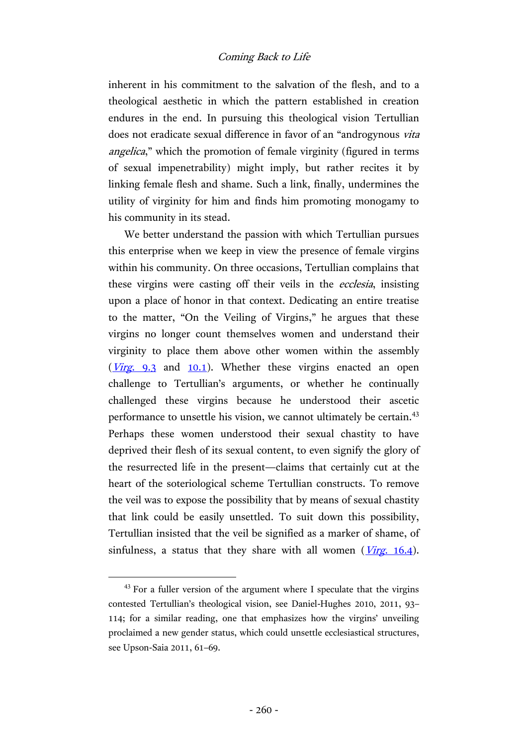inherent in his commitment to the salvation of the flesh, and to a theological aesthetic in which the pattern established in creation endures in the end. In pursuing this theological vision Tertullian does not eradicate sexual difference in favor of an "androgynous *vita angelica*," which the promotion of female virginity (figured in terms of sexual impenetrability) might imply, but rather recites it by linking female flesh and shame. Such a link, finally, undermines the utility of virginity for him and finds him promoting monogamy to his community in its stead.

We better understand the passion with which Tertullian pursues this enterprise when we keep in view the presence of female virgins within his community. On three occasions, Tertullian complains that these virgins were casting off their veils in the *ecclesia*, insisting upon a place of honor in that context. Dedicating an entire treatise to the matter, "On the Veiling of Virgins," he argues that these virgins no longer count themselves women and understand their virginity to place them above other women within the assembly (*Virg.* 9.3 and 10.1). Whether these virgins enacted an open challenge to Tertullian's arguments, or whether he continually challenged these virgins because he understood their ascetic performance to unsettle his vision, we cannot ultimately be certain.[43] Perhaps these women understood their sexual chastity to have deprived their flesh of its sexual content, to even signify the glory of the resurrected life in the present—claims that certainly cut at the heart of the soteriological scheme Tertullian constructs. To remove the veil was to expose the possibility that by means of sexual chastity that link could be easily unsettled. To suit down this possibility, Tertullian insisted that the veil be signified as a marker of shame, of sinfulness, a status that they share with all women (*Virg.* 16.4).

[43] For a fuller version of the argument where I speculate that the virgins contested Tertullian's theological vision, see Daniel-Hughes 2010, 2011, 93–114; for a similar reading, one that emphasizes how the virgins' unveiling proclaimed a new gender status, which could unsettle ecclesiastical structures, see Upson-Saia 2011, 61–69.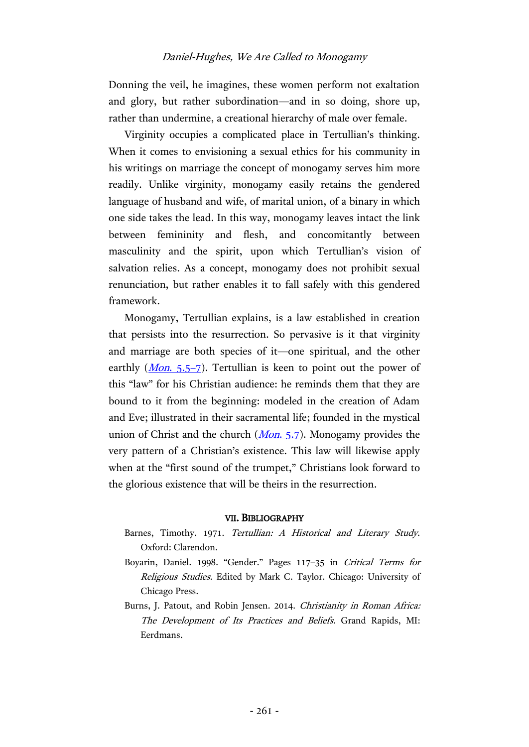Donning the veil, he imagines, these women perform not exaltation and glory, but rather subordination—and in so doing, shore up, rather than undermine, a creational hierarchy of male over female.

Virginity occupies a complicated place in Tertullian's thinking. When it comes to envisioning a sexual ethics for his community in his writings on marriage the concept of monogamy serves him more readily. Unlike virginity, monogamy easily retains the gendered language of husband and wife, of marital union, of a binary in which one side takes the lead. In this way, monogamy leaves intact the link between femininity and flesh, and concomitantly between masculinity and the spirit, upon which Tertullian's vision of salvation relies. As a concept, monogamy does not prohibit sexual renunciation, but rather enables it to fall safely with this gendered framework.

Monogamy, Tertullian explains, is a law established in creation that persists into the resurrection. So pervasive is it that virginity and marriage are both species of it—one spiritual, and the other earthly (*Mon.* 5.5–7). Tertullian is keen to point out the power of this "law" for his Christian audience: he reminds them that they are bound to it from the beginning: modeled in the creation of Adam and Eve; illustrated in their sacramental life; founded in the mystical union of Christ and the church (*Mon.* 5.7). Monogamy provides the very pattern of a Christian's existence. This law will likewise apply when at the "first sound of the trumpet," Christians look forward to the glorious existence that will be theirs in the resurrection.

## VII. Bibliography

Barnes, Timothy. 1971. *Tertullian: A Historical and Literary Study*. Oxford: Clarendon.

Boyarin, Daniel. 1998. "Gender." Pages 117–35 in *Critical Terms for Religious Studies*. Edited by Mark C. Taylor. Chicago: University of Chicago Press.

Burns, J. Patout, and Robin Jensen. 2014. *Christianity in Roman Africa: The Development of Its Practices and Beliefs*. Grand Rapids, MI: Eerdmans.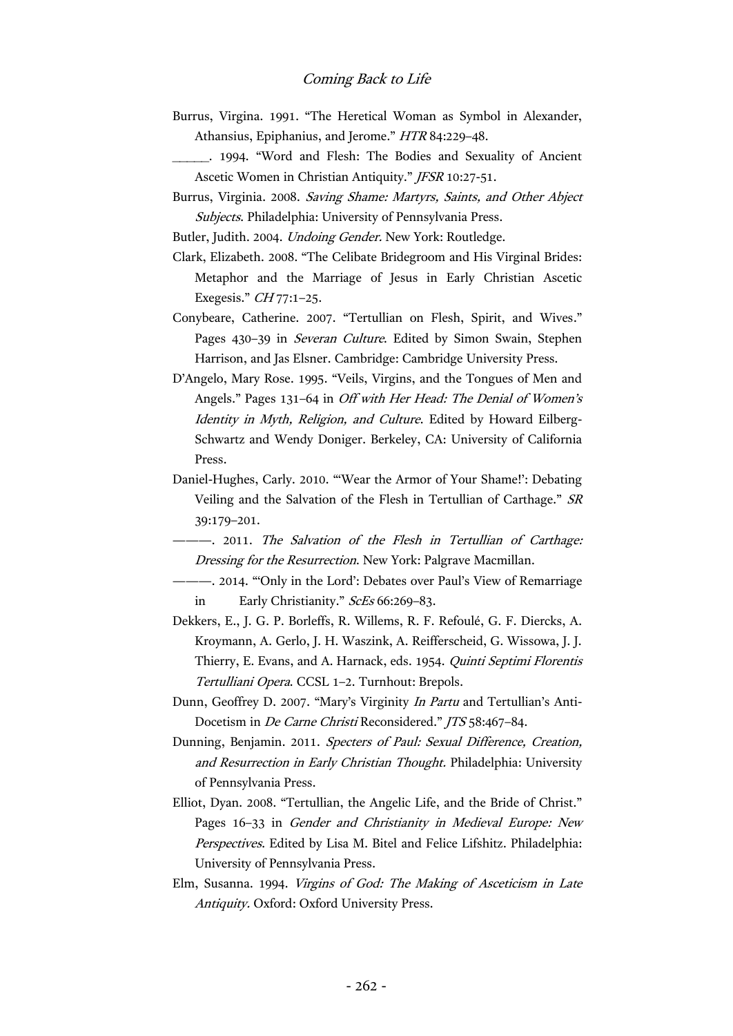Burrus, Virgina. 1991. "The Heretical Woman as Symbol in Alexander, Athansius, Epiphanius, and Jerome." *HTR* 84:229–48.

\_\_\_\_\_. 1994. "Word and Flesh: The Bodies and Sexuality of Ancient Ascetic Women in Christian Antiquity." *JFSR* 10:27-51.

Burrus, Virginia. 2008. *Saving Shame: Martyrs, Saints, and Other Abject Subjects*. Philadelphia: University of Pennsylvania Press.

Butler, Judith. 2004. *Undoing Gender*. New York: Routledge.

Clark, Elizabeth. 2008. "The Celibate Bridegroom and His Virginal Brides: Metaphor and the Marriage of Jesus in Early Christian Ascetic Exegesis." *CH* 77:1–25.

Conybeare, Catherine. 2007. "Tertullian on Flesh, Spirit, and Wives." Pages 430–39 in *Severan Culture*. Edited by Simon Swain, Stephen Harrison, and Jas Elsner. Cambridge: Cambridge University Press.

D'Angelo, Mary Rose. 1995. "Veils, Virgins, and the Tongues of Men and Angels." Pages 131–64 in *Off with Her Head: The Denial of Women's Identity in Myth, Religion, and Culture*. Edited by Howard Eilberg-Schwartz and Wendy Doniger. Berkeley, CA: University of California Press.

Daniel-Hughes, Carly. 2010. "'Wear the Armor of Your Shame!': Debating Veiling and the Salvation of the Flesh in Tertullian of Carthage." *SR* 39:179–201.

———. 2011. *The Salvation of the Flesh in Tertullian of Carthage: Dressing for the Resurrection*. New York: Palgrave Macmillan.

———. 2014. "'Only in the Lord': Debates over Paul's View of Remarriage in Early Christianity." *ScEs* 66:269–83.

Dekkers, E., J. G. P. Borleffs, R. Willems, R. F. Refoulé, G. F. Diercks, A. Kroymann, A. Gerlo, J. H. Waszink, A. Reifferscheid, G. Wissowa, J. J. Thierry, E. Evans, and A. Harnack, eds. 1954. *Quinti Septimi Florentis Tertulliani Opera*. CCSL 1–2. Turnhout: Brepols.

Dunn, Geoffrey D. 2007. "Mary's Virginity *In Partu* and Tertullian's Anti-Docetism in *De Carne Christi* Reconsidered." *JTS* 58:467–84.

Dunning, Benjamin. 2011. *Specters of Paul: Sexual Difference, Creation, and Resurrection in Early Christian Thought.* Philadelphia: University of Pennsylvania Press.

Elliot, Dyan. 2008. "Tertullian, the Angelic Life, and the Bride of Christ." Pages 16–33 in *Gender and Christianity in Medieval Europe: New Perspectives*. Edited by Lisa M. Bitel and Felice Lifshitz. Philadelphia: University of Pennsylvania Press.

Elm, Susanna. 1994. *Virgins of God: The Making of Asceticism in Late Antiquity*. Oxford: Oxford University Press.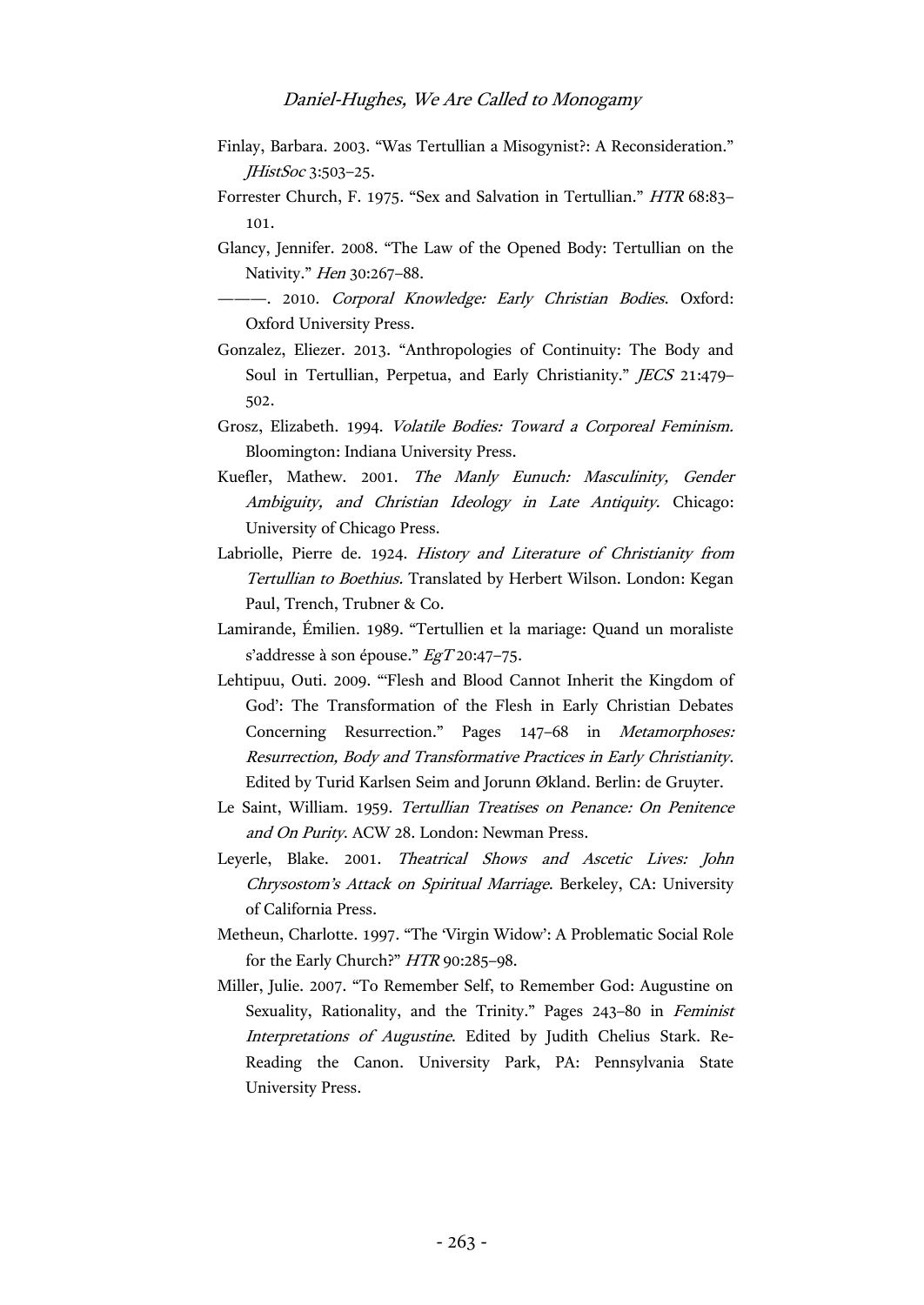Finlay, Barbara. 2003. "Was Tertullian a Misogynist?: A Reconsideration." *JHistSoc* 3:503–25.

Forrester Church, F. 1975. "Sex and Salvation in Tertullian." *HTR* 68:83–101.

Glancy, Jennifer. 2008. "The Law of the Opened Body: Tertullian on the Nativity." *Hen* 30:267–88.

———. 2010. *Corporal Knowledge: Early Christian Bodies*. Oxford: Oxford University Press.

Gonzalez, Eliezer. 2013. "Anthropologies of Continuity: The Body and Soul in Tertullian, Perpetua, and Early Christianity." *JECS* 21:479–502.

Grosz, Elizabeth. 1994. *Volatile Bodies: Toward a Corporeal Feminism.* Bloomington: Indiana University Press.

Kuefler, Mathew. 2001. *The Manly Eunuch: Masculinity, Gender Ambiguity, and Christian Ideology in Late Antiquity.* Chicago: University of Chicago Press.

Labriolle, Pierre de. 1924. *History and Literature of Christianity from Tertullian to Boethius.* Translated by Herbert Wilson. London: Kegan Paul, Trench, Trubner & Co.

Lamirande, Émilien. 1989. "Tertullien et la mariage: Quand un moraliste s'addresse à son épouse." *EgT* 20:47–75.

Lehtipuu, Outi. 2009. "'Flesh and Blood Cannot Inherit the Kingdom of God': The Transformation of the Flesh in Early Christian Debates Concerning Resurrection." Pages 147–68 in *Metamorphoses: Resurrection, Body and Transformative Practices in Early Christianity*. Edited by Turid Karlsen Seim and Jorunn Økland. Berlin: de Gruyter.

Le Saint, William. 1959. *Tertullian Treatises on Penance: On Penitence and On Purity*. ACW 28. London: Newman Press.

Leyerle, Blake. 2001. *Theatrical Shows and Ascetic Lives: John Chrysostom's Attack on Spiritual Marriage*. Berkeley, CA: University of California Press.

Metheun, Charlotte. 1997. "The 'Virgin Widow': A Problematic Social Role for the Early Church?" *HTR* 90:285–98.

Miller, Julie. 2007. "To Remember Self, to Remember God: Augustine on Sexuality, Rationality, and the Trinity." Pages 243–80 in *Feminist Interpretations of Augustine*. Edited by Judith Chelius Stark. Re-Reading the Canon. University Park, PA: Pennsylvania State University Press.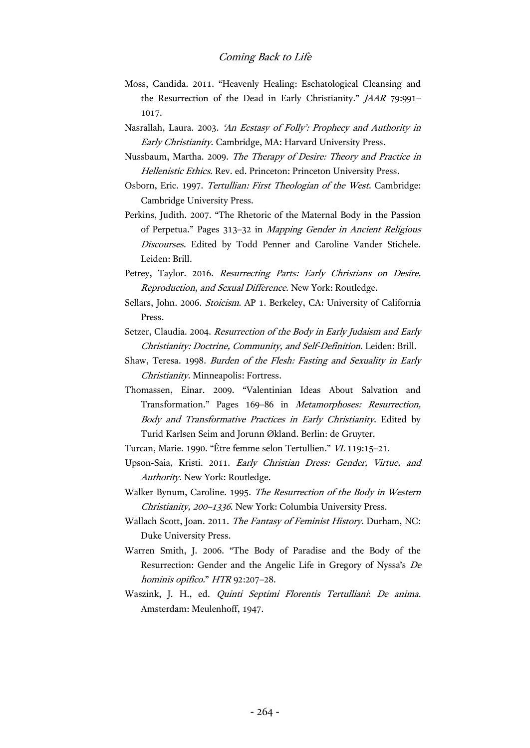Moss, Candida. 2011. "Heavenly Healing: Eschatological Cleansing and the Resurrection of the Dead in Early Christianity." *JAAR* 79:991–1017.

Nasrallah, Laura. 2003. *'An Ecstasy of Folly': Prophecy and Authority in Early Christianity*. Cambridge, MA: Harvard University Press.

Nussbaum, Martha. 2009. *The Therapy of Desire: Theory and Practice in Hellenistic Ethics*. Rev. ed. Princeton: Princeton University Press.

Osborn, Eric. 1997. *Tertullian: First Theologian of the West*. Cambridge: Cambridge University Press.

Perkins, Judith. 2007. "The Rhetoric of the Maternal Body in the Passion of Perpetua." Pages 313–32 in *Mapping Gender in Ancient Religious Discourses*. Edited by Todd Penner and Caroline Vander Stichele. Leiden: Brill.

Petrey, Taylor. 2016. *Resurrecting Parts: Early Christians on Desire, Reproduction, and Sexual Difference*. New York: Routledge.

Sellars, John. 2006. *Stoicism*. AP 1. Berkeley, CA: University of California Press.

Setzer, Claudia. 2004. *Resurrection of the Body in Early Judaism and Early Christianity: Doctrine, Community, and Self-Definition*. Leiden: Brill.

Shaw, Teresa. 1998. *Burden of the Flesh: Fasting and Sexuality in Early Christianity*. Minneapolis: Fortress.

Thomassen, Einar. 2009. "Valentinian Ideas About Salvation and Transformation." Pages 169–86 in *Metamorphoses: Resurrection, Body and Transformative Practices in Early Christianity*. Edited by Turid Karlsen Seim and Jorunn Økland. Berlin: de Gruyter.

Turcan, Marie. 1990. "Être femme selon Tertullien." *VL* 119:15–21.

Upson-Saia, Kristi. 2011. *Early Christian Dress: Gender, Virtue, and Authority*. New York: Routledge.

Walker Bynum, Caroline. 1995. *The Resurrection of the Body in Western Christianity, 200–1336*. New York: Columbia University Press.

Wallach Scott, Joan. 2011. *The Fantasy of Feminist History*. Durham, NC: Duke University Press.

Warren Smith, J. 2006. "The Body of Paradise and the Body of the Resurrection: Gender and the Angelic Life in Gregory of Nyssa's *De hominis opifico*." *HTR* 92:207–28.

Waszink, J. H., ed. *Quinti Septimi Florentis Tertulliani*: *De anima*. Amsterdam: Meulenhoff, 1947.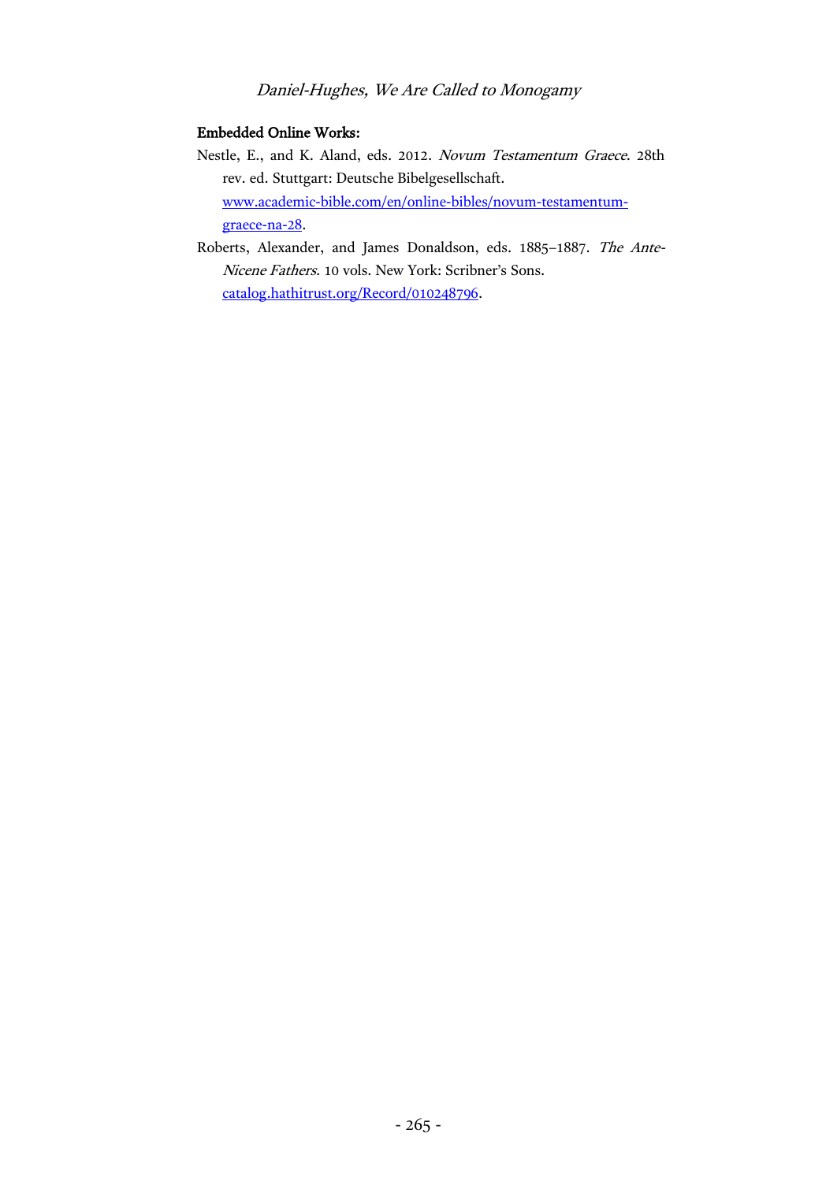**Embedded Online Works:**

Nestle, E., and K. Aland, eds. 2012. *Novum Testamentum Graece*. 28th rev. ed. Stuttgart: Deutsche Bibelgesellschaft. www.academic-bible.com/en/online-bibles/novum-testamentum-graece-na-28.

Roberts, Alexander, and James Donaldson, eds. 1885–1887. *The Ante-Nicene Fathers*. 10 vols. New York: Scribner's Sons. catalog.hathitrust.org/Record/010248796.